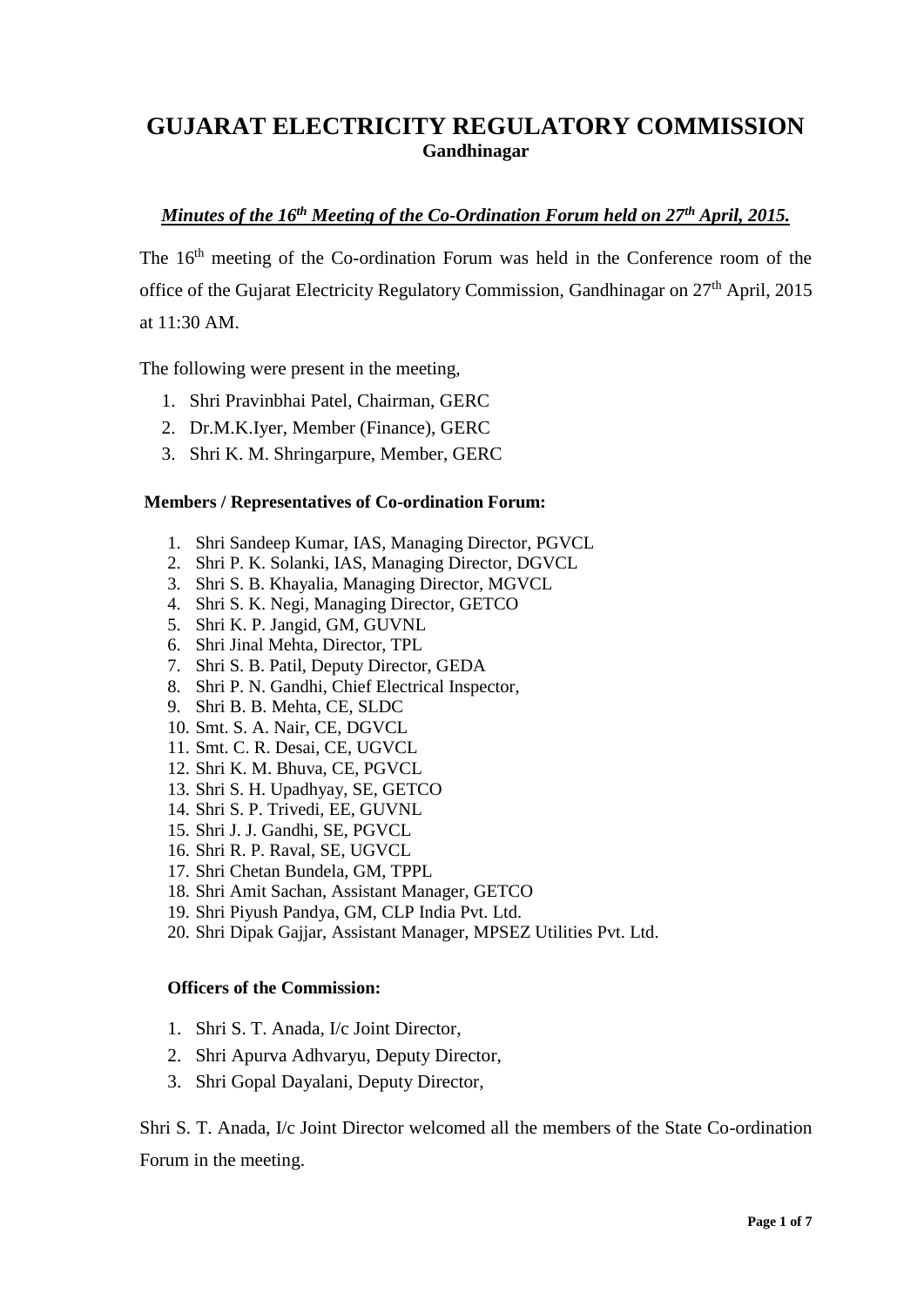# GUJARAT ELECTRICITY REGULATORY COMMISSION
**Gandhinagar**

***Minutes of the 16th Meeting of the Co-Ordination Forum held on 27th April, 2015.***

The 16th meeting of the Co-ordination Forum was held in the Conference room of the office of the Gujarat Electricity Regulatory Commission, Gandhinagar on 27th April, 2015 at 11:30 AM.

The following were present in the meeting,

1. Shri Pravinbhai Patel, Chairman, GERC
2. Dr.M.K.Iyer, Member (Finance), GERC
3. Shri K. M. Shringarpure, Member, GERC

**Members / Representatives of Co-ordination Forum:**

1. Shri Sandeep Kumar, IAS, Managing Director, PGVCL
2. Shri P. K. Solanki, IAS, Managing Director, DGVCL
3. Shri S. B. Khayalia, Managing Director, MGVCL
4. Shri S. K. Negi, Managing Director, GETCO
5. Shri K. P. Jangid, GM, GUVNL
6. Shri Jinal Mehta, Director, TPL
7. Shri S. B. Patil, Deputy Director, GEDA
8. Shri P. N. Gandhi, Chief Electrical Inspector,
9. Shri B. B. Mehta, CE, SLDC
10. Smt. S. A. Nair, CE, DGVCL
11. Smt. C. R. Desai, CE, UGVCL
12. Shri K. M. Bhuva, CE, PGVCL
13. Shri S. H. Upadhyay, SE, GETCO
14. Shri S. P. Trivedi, EE, GUVNL
15. Shri J. J. Gandhi, SE, PGVCL
16. Shri R. P. Raval, SE, UGVCL
17. Shri Chetan Bundela, GM, TPPL
18. Shri Amit Sachan, Assistant Manager, GETCO
19. Shri Piyush Pandya, GM, CLP India Pvt. Ltd.
20. Shri Dipak Gajjar, Assistant Manager, MPSEZ Utilities Pvt. Ltd.

**Officers of the Commission:**

1. Shri S. T. Anada, I/c Joint Director,
2. Shri Apurva Adhvaryu, Deputy Director,
3. Shri Gopal Dayalani, Deputy Director,

Shri S. T. Anada, I/c Joint Director welcomed all the members of the State Co-ordination Forum in the meeting.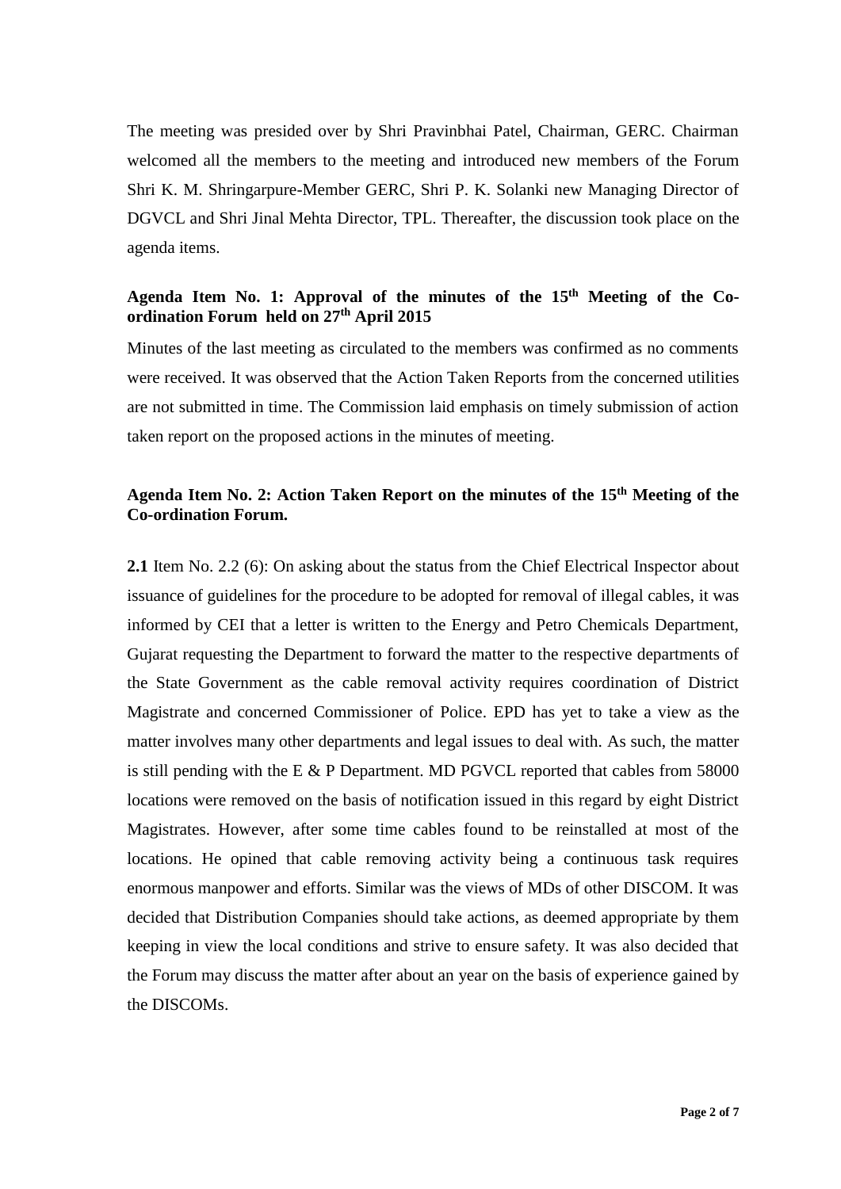The meeting was presided over by Shri Pravinbhai Patel, Chairman, GERC. Chairman welcomed all the members to the meeting and introduced new members of the Forum Shri K. M. Shringarpure-Member GERC, Shri P. K. Solanki new Managing Director of DGVCL and Shri Jinal Mehta Director, TPL. Thereafter, the discussion took place on the agenda items.

### Agenda Item No. 1: Approval of the minutes of the 15th Meeting of the Co-ordination Forum held on 27th April 2015

Minutes of the last meeting as circulated to the members was confirmed as no comments were received. It was observed that the Action Taken Reports from the concerned utilities are not submitted in time. The Commission laid emphasis on timely submission of action taken report on the proposed actions in the minutes of meeting.

### Agenda Item No. 2: Action Taken Report on the minutes of the 15th Meeting of the Co-ordination Forum.

**2.1** Item No. 2.2 (6): On asking about the status from the Chief Electrical Inspector about issuance of guidelines for the procedure to be adopted for removal of illegal cables, it was informed by CEI that a letter is written to the Energy and Petro Chemicals Department, Gujarat requesting the Department to forward the matter to the respective departments of the State Government as the cable removal activity requires coordination of District Magistrate and concerned Commissioner of Police. EPD has yet to take a view as the matter involves many other departments and legal issues to deal with. As such, the matter is still pending with the E & P Department. MD PGVCL reported that cables from 58000 locations were removed on the basis of notification issued in this regard by eight District Magistrates. However, after some time cables found to be reinstalled at most of the locations. He opined that cable removing activity being a continuous task requires enormous manpower and efforts. Similar was the views of MDs of other DISCOM. It was decided that Distribution Companies should take actions, as deemed appropriate by them keeping in view the local conditions and strive to ensure safety. It was also decided that the Forum may discuss the matter after about an year on the basis of experience gained by the DISCOMs.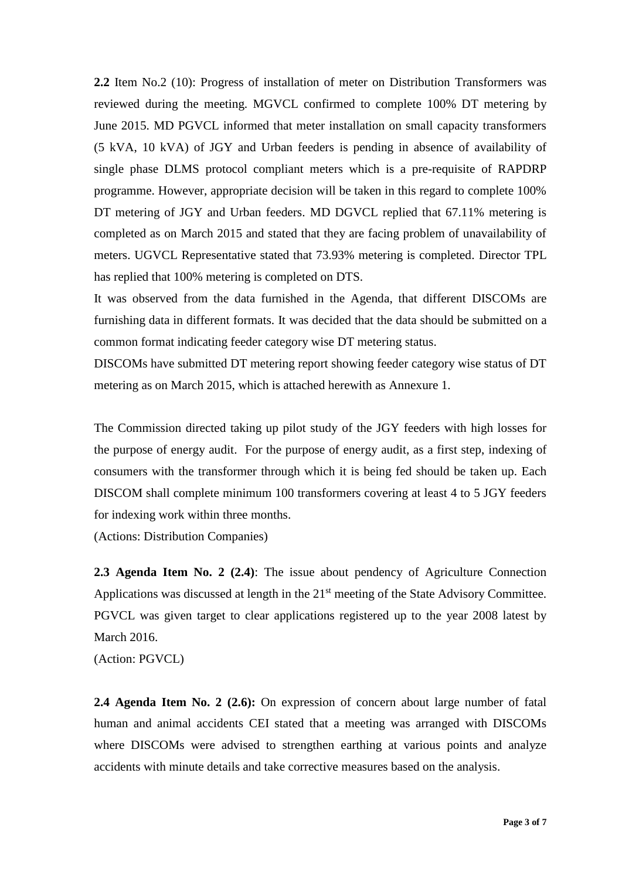**2.2** Item No.2 (10): Progress of installation of meter on Distribution Transformers was reviewed during the meeting. MGVCL confirmed to complete 100% DT metering by June 2015. MD PGVCL informed that meter installation on small capacity transformers (5 kVA, 10 kVA) of JGY and Urban feeders is pending in absence of availability of single phase DLMS protocol compliant meters which is a pre-requisite of RAPDRP programme. However, appropriate decision will be taken in this regard to complete 100% DT metering of JGY and Urban feeders. MD DGVCL replied that 67.11% metering is completed as on March 2015 and stated that they are facing problem of unavailability of meters. UGVCL Representative stated that 73.93% metering is completed. Director TPL has replied that 100% metering is completed on DTS.

It was observed from the data furnished in the Agenda, that different DISCOMs are furnishing data in different formats. It was decided that the data should be submitted on a common format indicating feeder category wise DT metering status.

DISCOMs have submitted DT metering report showing feeder category wise status of DT metering as on March 2015, which is attached herewith as Annexure 1.

The Commission directed taking up pilot study of the JGY feeders with high losses for the purpose of energy audit. For the purpose of energy audit, as a first step, indexing of consumers with the transformer through which it is being fed should be taken up. Each DISCOM shall complete minimum 100 transformers covering at least 4 to 5 JGY feeders for indexing work within three months.

(Actions: Distribution Companies)

**2.3 Agenda Item No. 2 (2.4)**: The issue about pendency of Agriculture Connection Applications was discussed at length in the 21st meeting of the State Advisory Committee. PGVCL was given target to clear applications registered up to the year 2008 latest by March 2016.

(Action: PGVCL)

**2.4 Agenda Item No. 2 (2.6):** On expression of concern about large number of fatal human and animal accidents CEI stated that a meeting was arranged with DISCOMs where DISCOMs were advised to strengthen earthing at various points and analyze accidents with minute details and take corrective measures based on the analysis.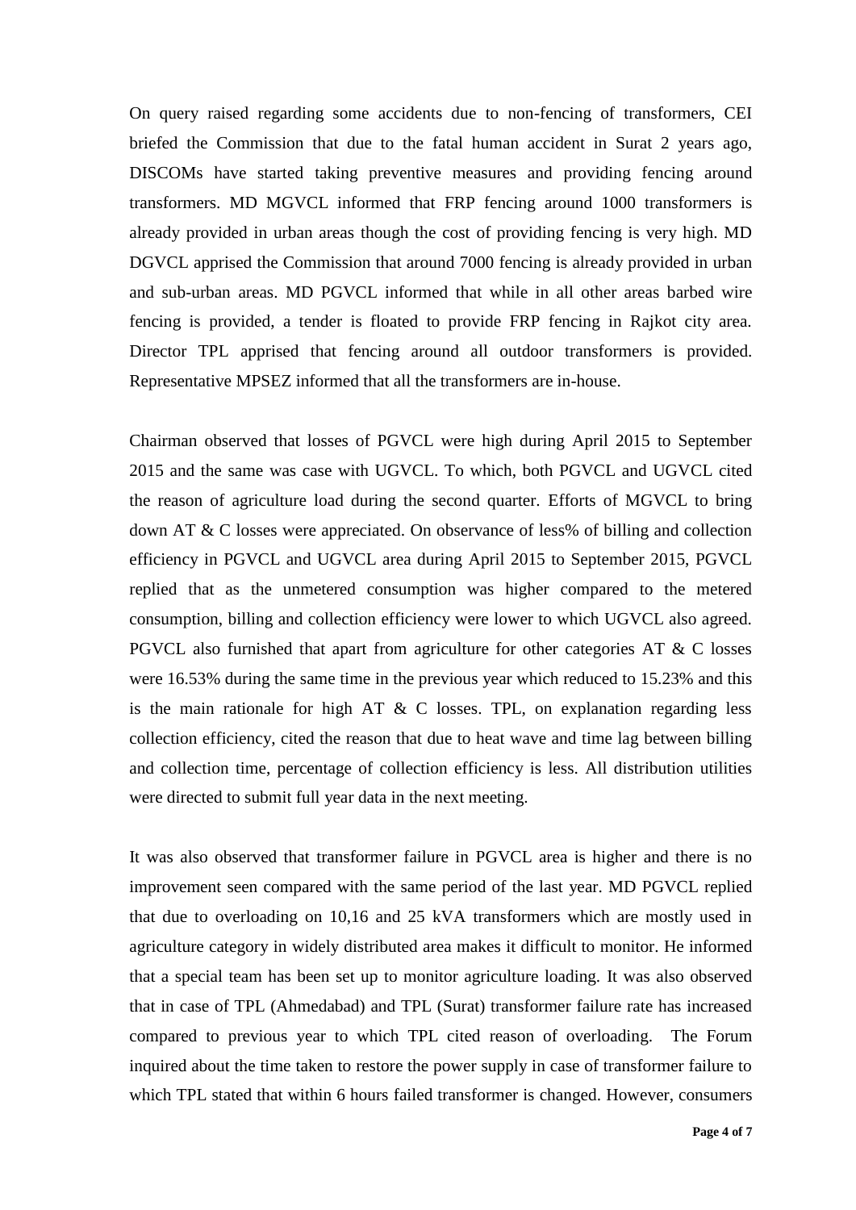On query raised regarding some accidents due to non-fencing of transformers, CEI briefed the Commission that due to the fatal human accident in Surat 2 years ago, DISCOMs have started taking preventive measures and providing fencing around transformers. MD MGVCL informed that FRP fencing around 1000 transformers is already provided in urban areas though the cost of providing fencing is very high. MD DGVCL apprised the Commission that around 7000 fencing is already provided in urban and sub-urban areas. MD PGVCL informed that while in all other areas barbed wire fencing is provided, a tender is floated to provide FRP fencing in Rajkot city area. Director TPL apprised that fencing around all outdoor transformers is provided. Representative MPSEZ informed that all the transformers are in-house.

Chairman observed that losses of PGVCL were high during April 2015 to September 2015 and the same was case with UGVCL. To which, both PGVCL and UGVCL cited the reason of agriculture load during the second quarter. Efforts of MGVCL to bring down AT & C losses were appreciated. On observance of less% of billing and collection efficiency in PGVCL and UGVCL area during April 2015 to September 2015, PGVCL replied that as the unmetered consumption was higher compared to the metered consumption, billing and collection efficiency were lower to which UGVCL also agreed. PGVCL also furnished that apart from agriculture for other categories AT & C losses were 16.53% during the same time in the previous year which reduced to 15.23% and this is the main rationale for high AT & C losses. TPL, on explanation regarding less collection efficiency, cited the reason that due to heat wave and time lag between billing and collection time, percentage of collection efficiency is less. All distribution utilities were directed to submit full year data in the next meeting.

It was also observed that transformer failure in PGVCL area is higher and there is no improvement seen compared with the same period of the last year. MD PGVCL replied that due to overloading on 10,16 and 25 kVA transformers which are mostly used in agriculture category in widely distributed area makes it difficult to monitor. He informed that a special team has been set up to monitor agriculture loading. It was also observed that in case of TPL (Ahmedabad) and TPL (Surat) transformer failure rate has increased compared to previous year to which TPL cited reason of overloading. The Forum inquired about the time taken to restore the power supply in case of transformer failure to which TPL stated that within 6 hours failed transformer is changed. However, consumers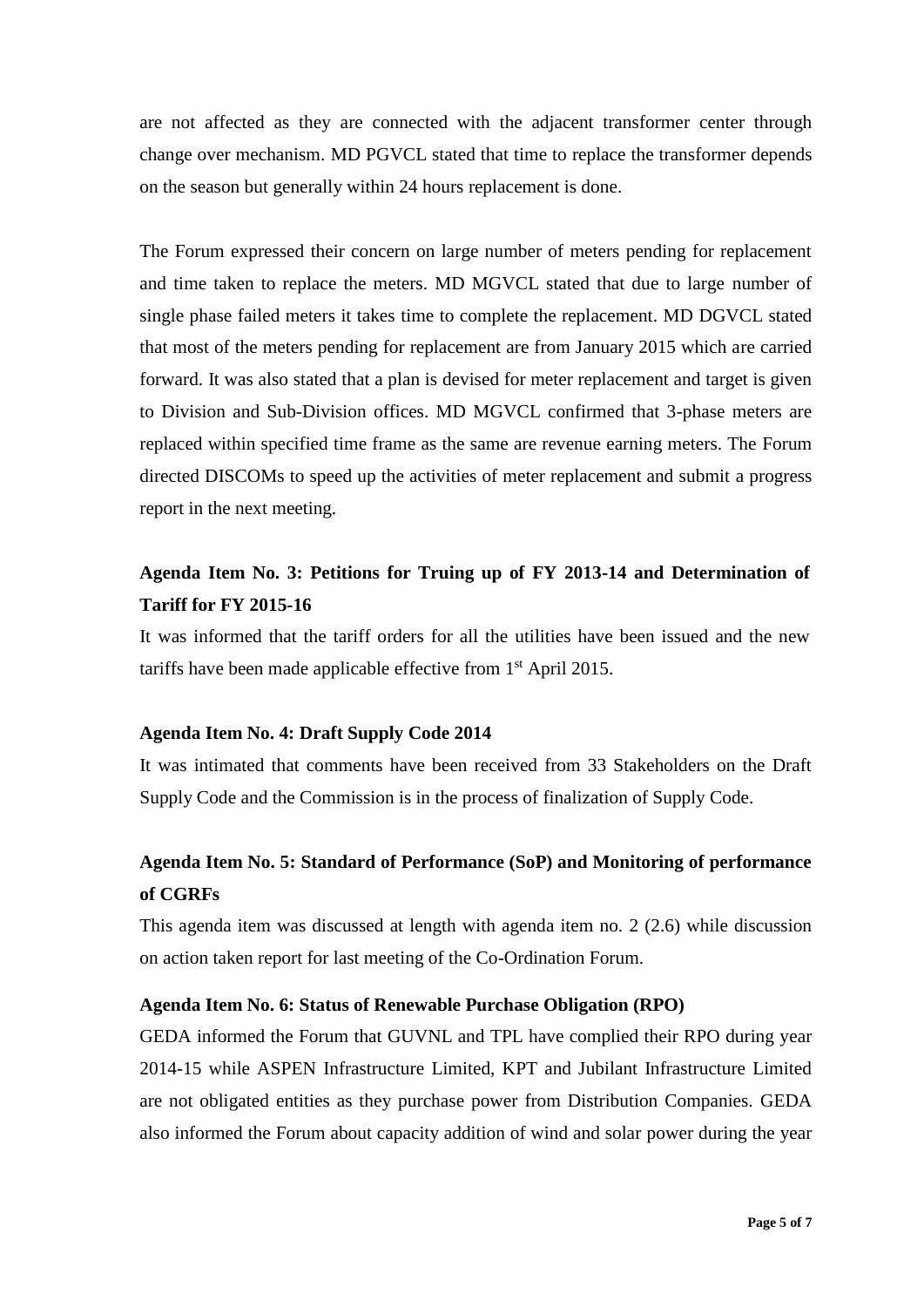are not affected as they are connected with the adjacent transformer center through change over mechanism. MD PGVCL stated that time to replace the transformer depends on the season but generally within 24 hours replacement is done.

The Forum expressed their concern on large number of meters pending for replacement and time taken to replace the meters. MD MGVCL stated that due to large number of single phase failed meters it takes time to complete the replacement. MD DGVCL stated that most of the meters pending for replacement are from January 2015 which are carried forward. It was also stated that a plan is devised for meter replacement and target is given to Division and Sub-Division offices. MD MGVCL confirmed that 3-phase meters are replaced within specified time frame as the same are revenue earning meters. The Forum directed DISCOMs to speed up the activities of meter replacement and submit a progress report in the next meeting.

**Agenda Item No. 3: Petitions for Truing up of FY 2013-14 and Determination of Tariff for FY 2015-16**

It was informed that the tariff orders for all the utilities have been issued and the new tariffs have been made applicable effective from 1st April 2015.

**Agenda Item No. 4: Draft Supply Code 2014**

It was intimated that comments have been received from 33 Stakeholders on the Draft Supply Code and the Commission is in the process of finalization of Supply Code.

**Agenda Item No. 5: Standard of Performance (SoP) and Monitoring of performance of CGRFs**

This agenda item was discussed at length with agenda item no. 2 (2.6) while discussion on action taken report for last meeting of the Co-Ordination Forum.

**Agenda Item No. 6: Status of Renewable Purchase Obligation (RPO)**

GEDA informed the Forum that GUVNL and TPL have complied their RPO during year 2014-15 while ASPEN Infrastructure Limited, KPT and Jubilant Infrastructure Limited are not obligated entities as they purchase power from Distribution Companies. GEDA also informed the Forum about capacity addition of wind and solar power during the year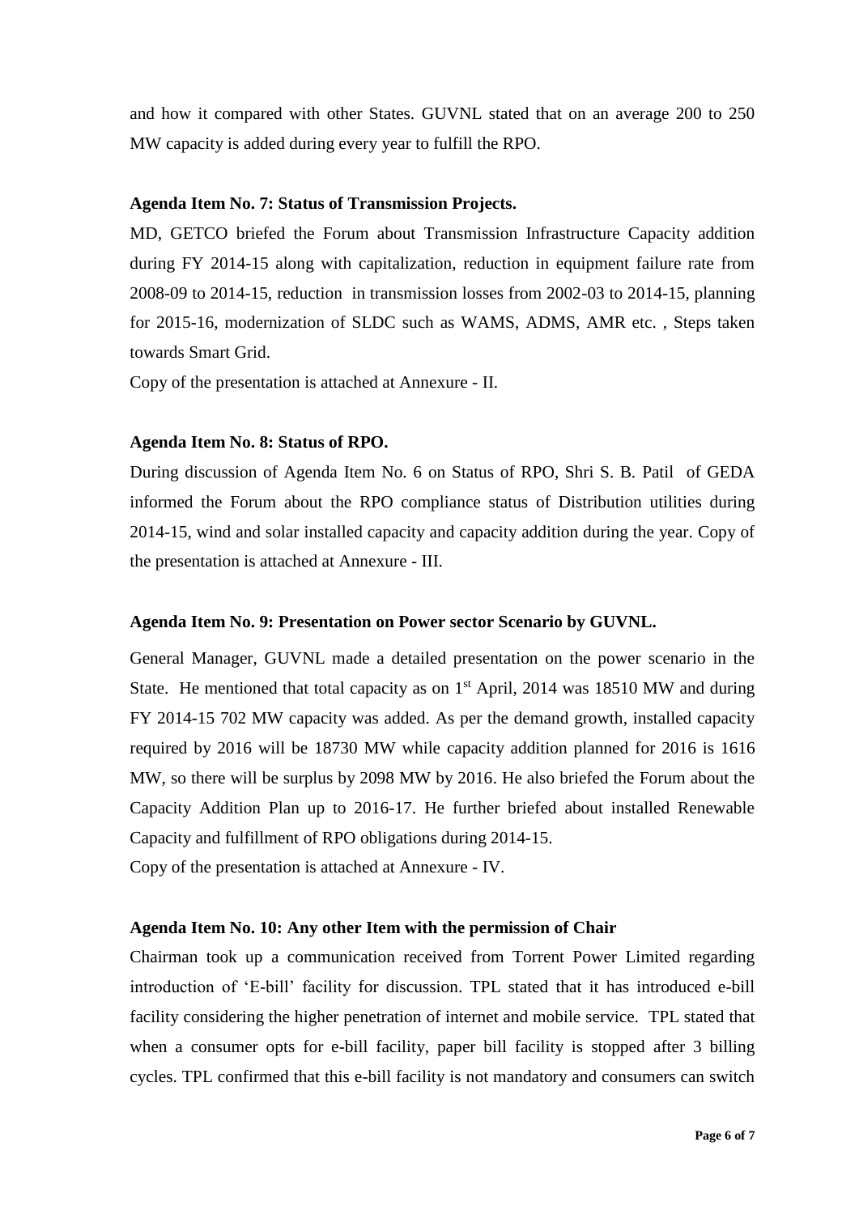and how it compared with other States. GUVNL stated that on an average 200 to 250 MW capacity is added during every year to fulfill the RPO.

**Agenda Item No. 7: Status of Transmission Projects.**

MD, GETCO briefed the Forum about Transmission Infrastructure Capacity addition during FY 2014-15 along with capitalization, reduction in equipment failure rate from 2008-09 to 2014-15, reduction in transmission losses from 2002-03 to 2014-15, planning for 2015-16, modernization of SLDC such as WAMS, ADMS, AMR etc. , Steps taken towards Smart Grid.

Copy of the presentation is attached at Annexure - II.

**Agenda Item No. 8: Status of RPO.**

During discussion of Agenda Item No. 6 on Status of RPO, Shri S. B. Patil of GEDA informed the Forum about the RPO compliance status of Distribution utilities during 2014-15, wind and solar installed capacity and capacity addition during the year. Copy of the presentation is attached at Annexure - III.

**Agenda Item No. 9: Presentation on Power sector Scenario by GUVNL.**

General Manager, GUVNL made a detailed presentation on the power scenario in the State. He mentioned that total capacity as on 1st April, 2014 was 18510 MW and during FY 2014-15 702 MW capacity was added. As per the demand growth, installed capacity required by 2016 will be 18730 MW while capacity addition planned for 2016 is 1616 MW, so there will be surplus by 2098 MW by 2016. He also briefed the Forum about the Capacity Addition Plan up to 2016-17. He further briefed about installed Renewable Capacity and fulfillment of RPO obligations during 2014-15.

Copy of the presentation is attached at Annexure - IV.

**Agenda Item No. 10: Any other Item with the permission of Chair**

Chairman took up a communication received from Torrent Power Limited regarding introduction of 'E-bill' facility for discussion. TPL stated that it has introduced e-bill facility considering the higher penetration of internet and mobile service. TPL stated that when a consumer opts for e-bill facility, paper bill facility is stopped after 3 billing cycles. TPL confirmed that this e-bill facility is not mandatory and consumers can switch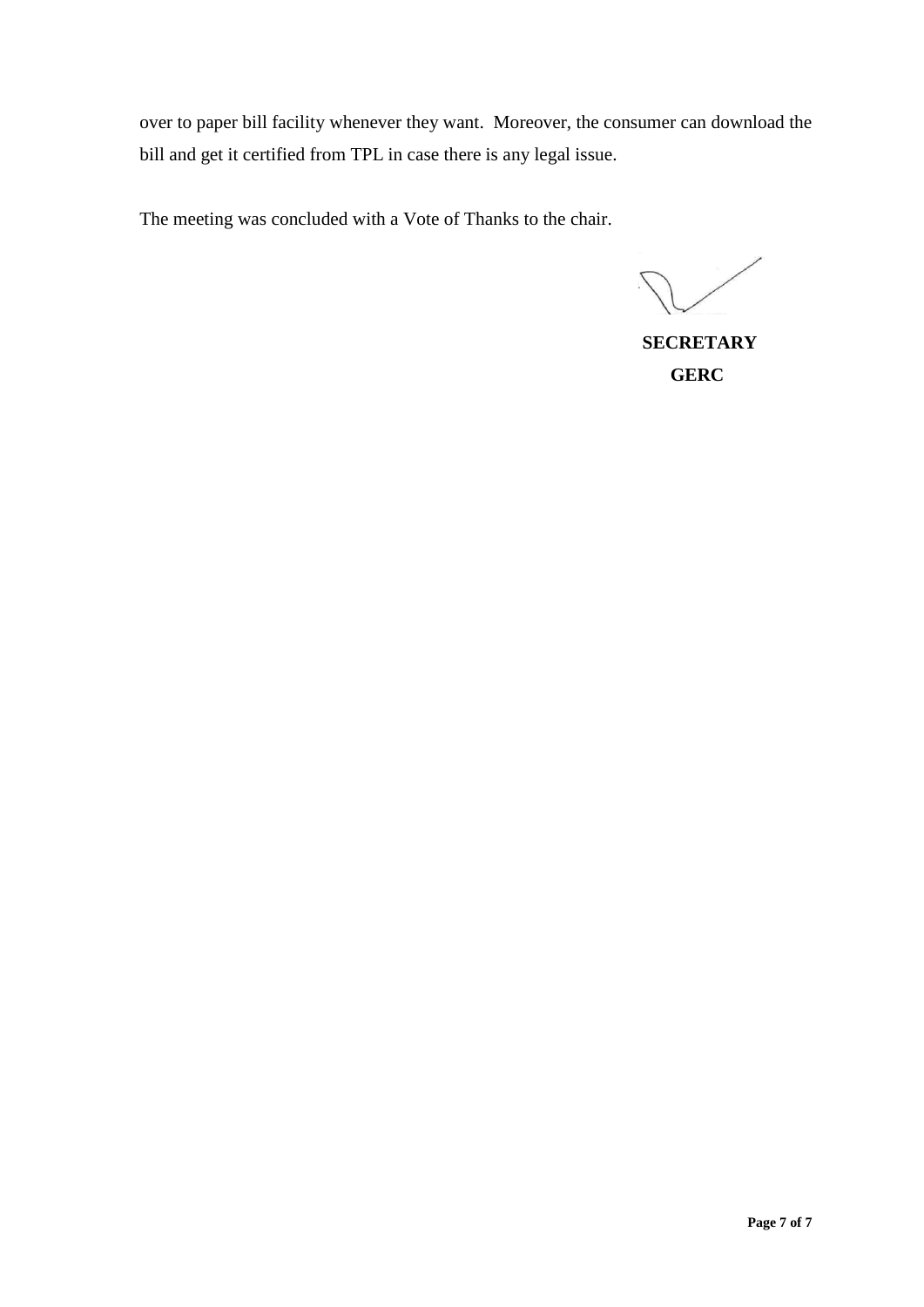over to paper bill facility whenever they want. Moreover, the consumer can download the bill and get it certified from TPL in case there is any legal issue.

The meeting was concluded with a Vote of Thanks to the chair.

**SECRETARY**
**GERC**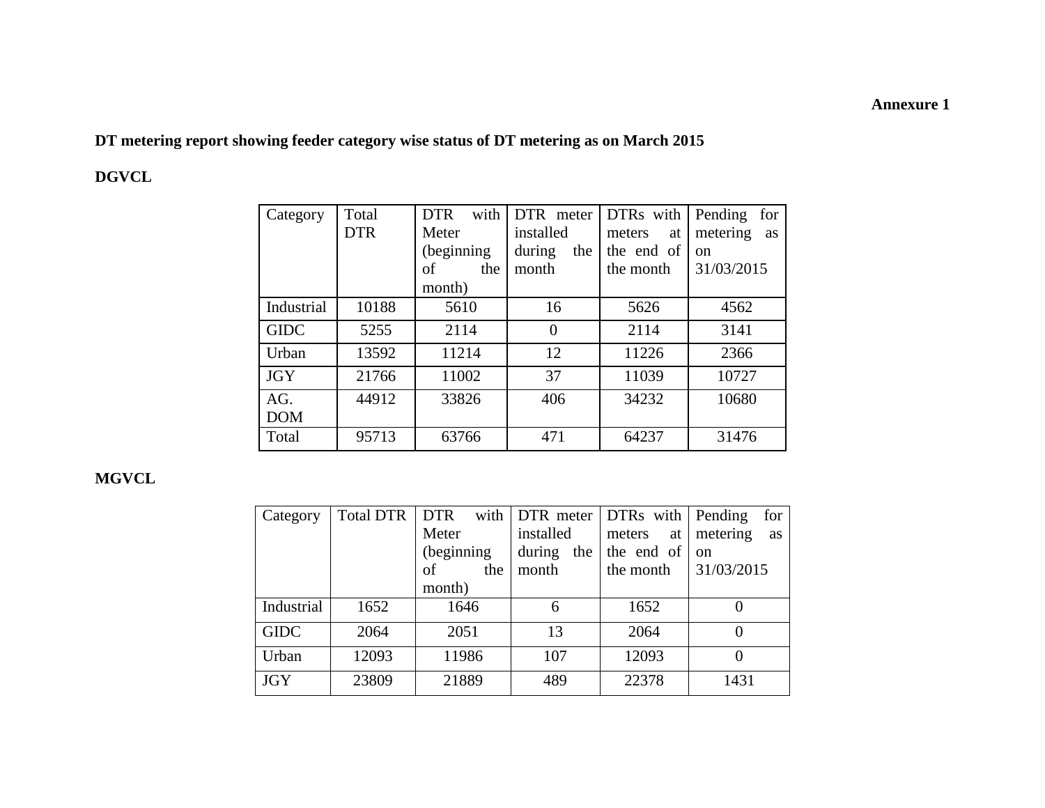**Annexure 1**

**DT metering report showing feeder category wise status of DT metering as on March 2015**

**DGVCL**

| Category | Total DTR | DTR with Meter (beginning of the month) | DTR meter installed during the month | DTRs with meters at the end of the month | Pending for metering as on 31/03/2015 |
|---|---|---|---|---|---|
| Industrial | 10188 | 5610 | 16 | 5626 | 4562 |
| GIDC | 5255 | 2114 | 0 | 2114 | 3141 |
| Urban | 13592 | 11214 | 12 | 11226 | 2366 |
| JGY | 21766 | 11002 | 37 | 11039 | 10727 |
| AG. DOM | 44912 | 33826 | 406 | 34232 | 10680 |
| Total | 95713 | 63766 | 471 | 64237 | 31476 |

**MGVCL**

| Category | Total DTR | DTR with Meter (beginning of the month) | DTR meter installed during the month | DTRs with meters at the end of the month | Pending for metering as on 31/03/2015 |
|---|---|---|---|---|---|
| Industrial | 1652 | 1646 | 6 | 1652 | 0 |
| GIDC | 2064 | 2051 | 13 | 2064 | 0 |
| Urban | 12093 | 11986 | 107 | 12093 | 0 |
| JGY | 23809 | 21889 | 489 | 22378 | 1431 |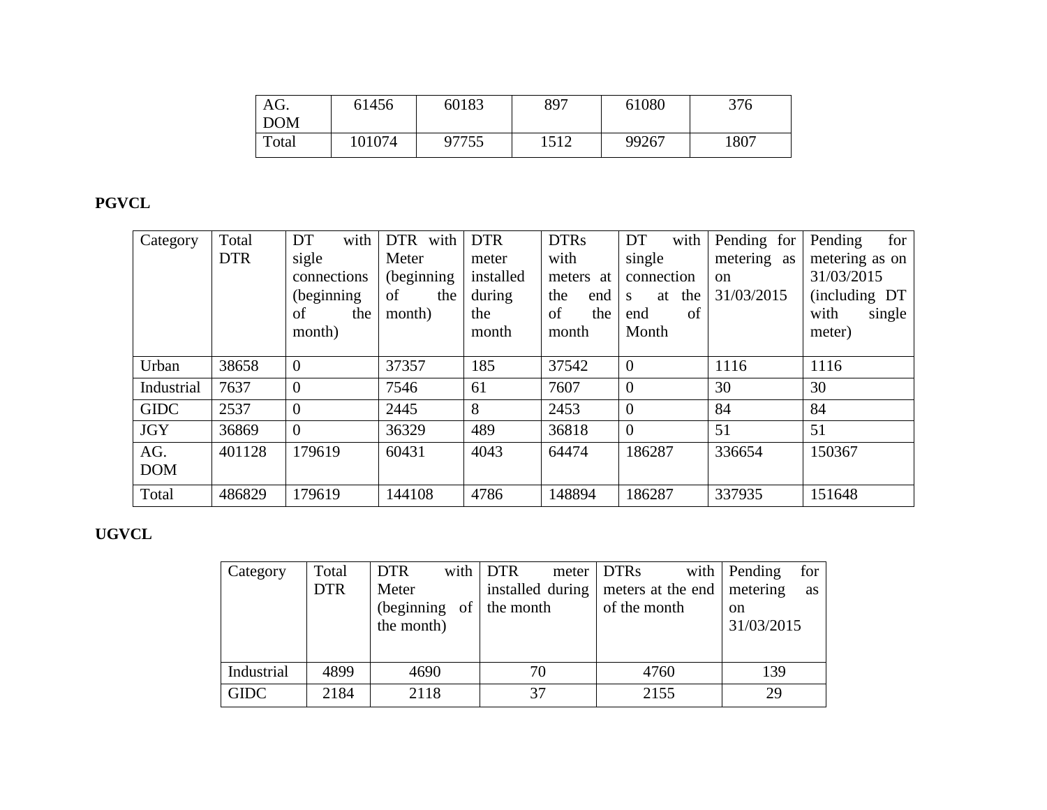| AG. DOM | 61456 | 60183 | 897 | 61080 | 376 |
|---|---|---|---|---|---|
| Total | 101074 | 97755 | 1512 | 99267 | 1807 |

**PGVCL**

| Category | Total DTR | DT with sigle connections (beginning of the month) | DTR with Meter (beginning of the month) | DTR meter installed during the month | DTRs with meters at the end of the month | DT with single connections at the end of Month | Pending for metering as on 31/03/2015 | Pending for metering as on 31/03/2015 (including DT with single meter) |
|---|---|---|---|---|---|---|---|---|
| Urban | 38658 | 0 | 37357 | 185 | 37542 | 0 | 1116 | 1116 |
| Industrial | 7637 | 0 | 7546 | 61 | 7607 | 0 | 30 | 30 |
| GIDC | 2537 | 0 | 2445 | 8 | 2453 | 0 | 84 | 84 |
| JGY | 36869 | 0 | 36329 | 489 | 36818 | 0 | 51 | 51 |
| AG. DOM | 401128 | 179619 | 60431 | 4043 | 64474 | 186287 | 336654 | 150367 |
| Total | 486829 | 179619 | 144108 | 4786 | 148894 | 186287 | 337935 | 151648 |

**UGVCL**

| Category | Total DTR | DTR with Meter (beginning of the month) | DTR meter installed during the month | DTRs with meters at the end of the month | Pending for metering as on 31/03/2015 |
|---|---|---|---|---|---|
| Industrial | 4899 | 4690 | 70 | 4760 | 139 |
| GIDC | 2184 | 2118 | 37 | 2155 | 29 |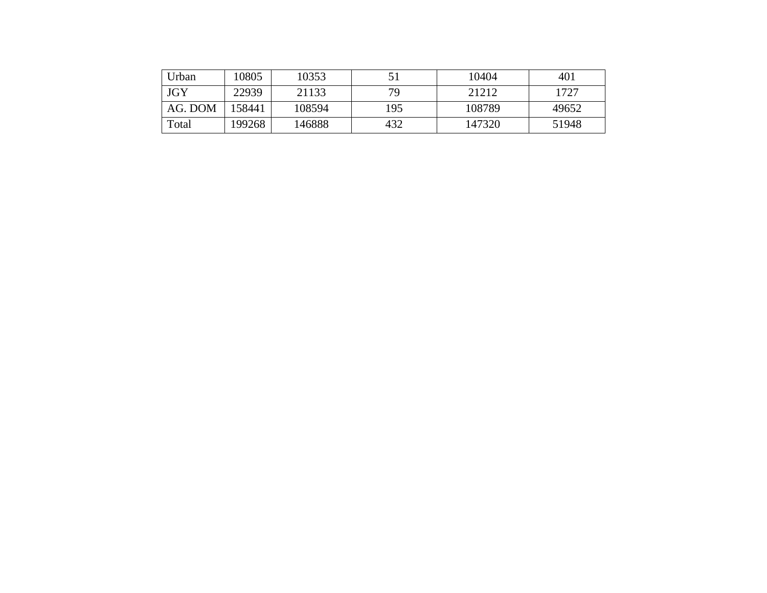| Urban | 10805 | 10353 | 51 | 10404 | 401 |
|---|---|---|---|---|---|
| JGY | 22939 | 21133 | 79 | 21212 | 1727 |
| AG. DOM | 158441 | 108594 | 195 | 108789 | 49652 |
| Total | 199268 | 146888 | 432 | 147320 | 51948 |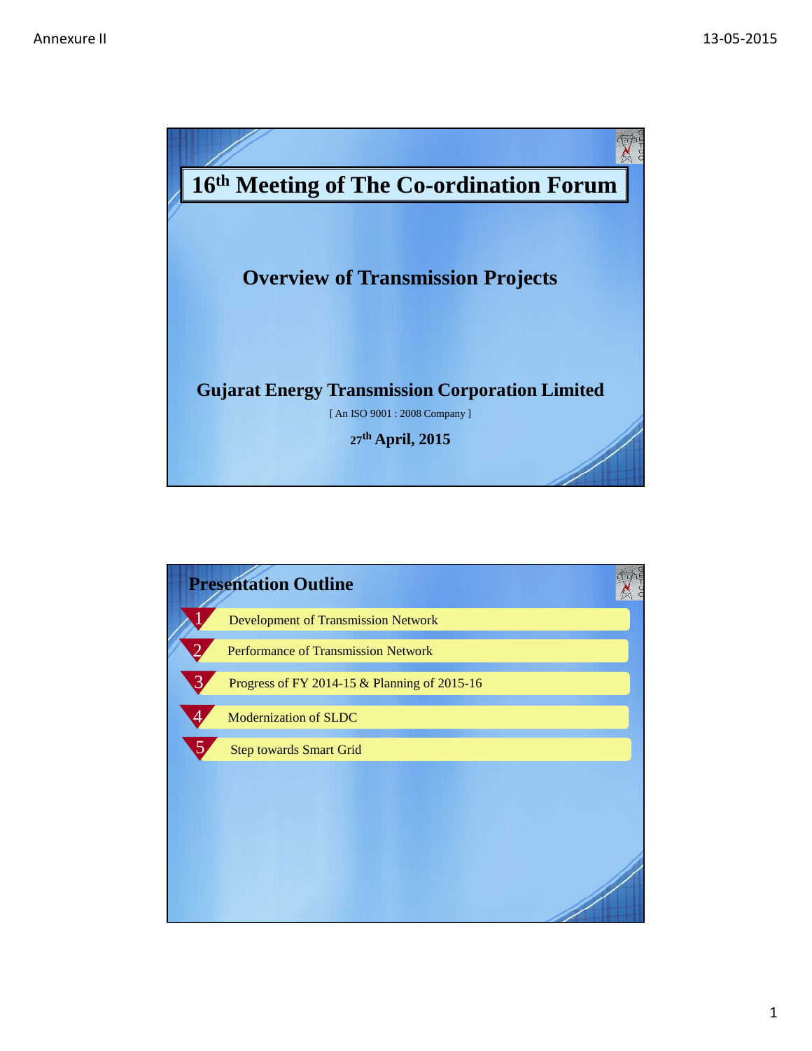# 16th Meeting of The Co-ordination Forum

## Overview of Transmission Projects

**Gujarat Energy Transmission Corporation Limited**

[ An ISO 9001 : 2008 Company ]

**27th April, 2015**

## Presentation Outline

1. Development of Transmission Network
2. Performance of Transmission Network
3. Progress of FY 2014-15 & Planning of 2015-16
4. Modernization of SLDC
5. Step towards Smart Grid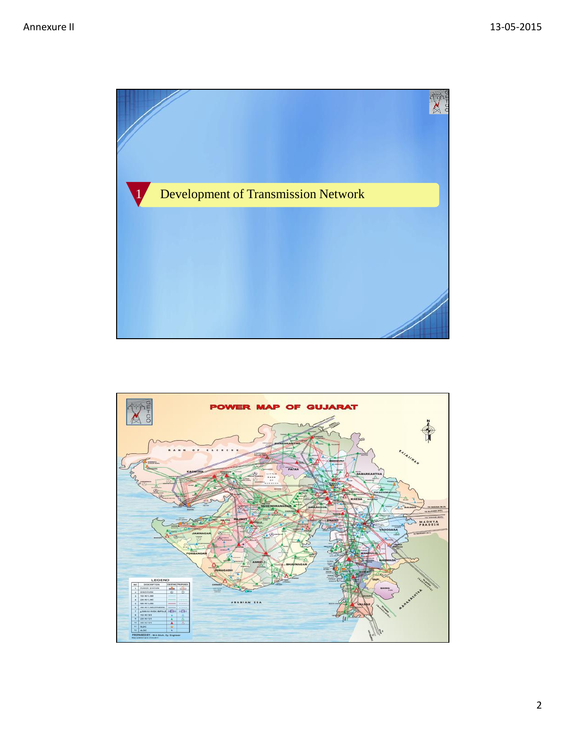# 1 Development of Transmission Network

## POWER MAP OF GUJARAT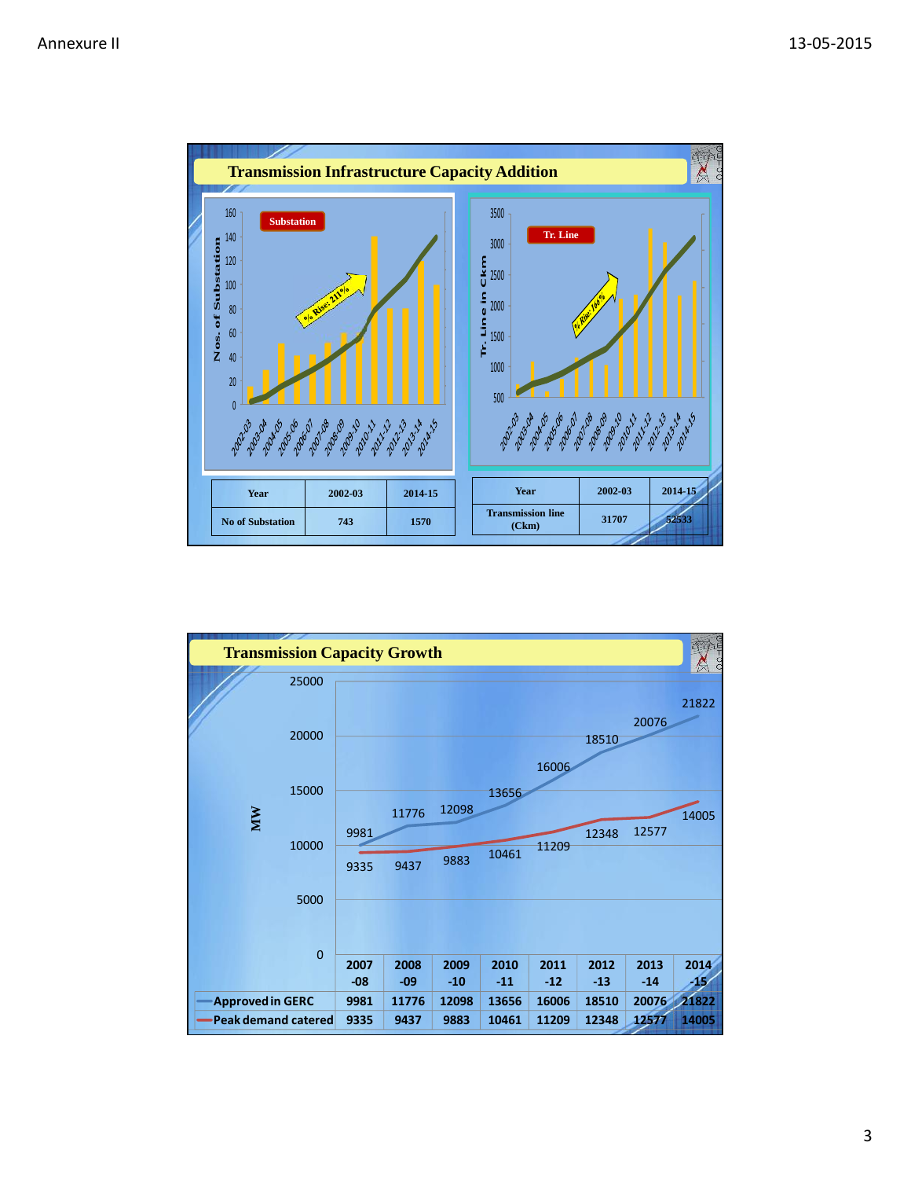Annexure II

13-05-2015

## Transmission Infrastructure Capacity Addition

| Year | 2002-03 | 2014-15 |
|---|---|---|
| No of Substation | 743 | 1570 |

| Year | 2002-03 | 2014-15 |
|---|---|---|
| Transmission line (Ckm) | 31707 | 52533 |

## Transmission Capacity Growth

| | 2007-08 | 2008-09 | 2009-10 | 2010-11 | 2011-12 | 2012-13 | 2013-14 | 2014-15 |
|---|---|---|---|---|---|---|---|---|
| Approved in GERC | 9981 | 11776 | 12098 | 13656 | 16006 | 18510 | 20076 | 21822 |
| Peak demand catered | 9335 | 9437 | 9883 | 10461 | 11209 | 12348 | 12577 | 14005 |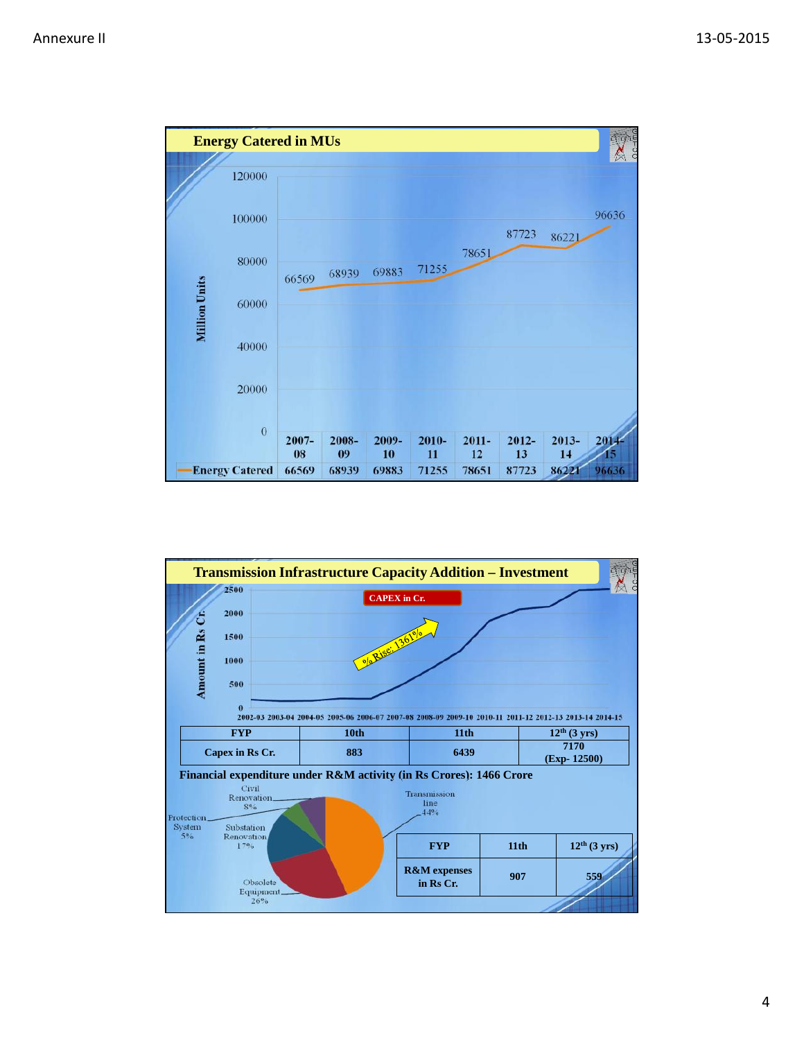## Energy Catered in MUs

| | 2007-08 | 2008-09 | 2009-10 | 2010-11 | 2011-12 | 2012-13 | 2013-14 | 2014-15 |
|---|---|---|---|---|---|---|---|---|
| Energy Catered | 66569 | 68939 | 69883 | 71255 | 78651 | 87723 | 86221 | 96636 |

Million Units

## Transmission Infrastructure Capacity Addition – Investment

CAPEX in Cr.

% Rise: 1361%

Amount in Rs Cr.

2002-03 2003-04 2004-05 2005-06 2006-07 2007-08 2008-09 2009-10 2010-11 2011-12 2012-13 2013-14 2014-15

| FYP | 10th | 11th | 12th (3 yrs) |
|---|---|---|---|
| Capex in Rs Cr. | 883 | 6439 | 7170 (Exp- 12500) |

**Financial expenditure under R&M activity (in Rs Crores): 1466 Crore**

Transmission line 44%; Obsolete Equipment 26%; Substation Renovation 17%; Civil Renovation 8%; Protection System 5%

| FYP | 11th | 12th (3 yrs) |
|---|---|---|
| R&M expenses in Rs Cr. | 907 | 559 |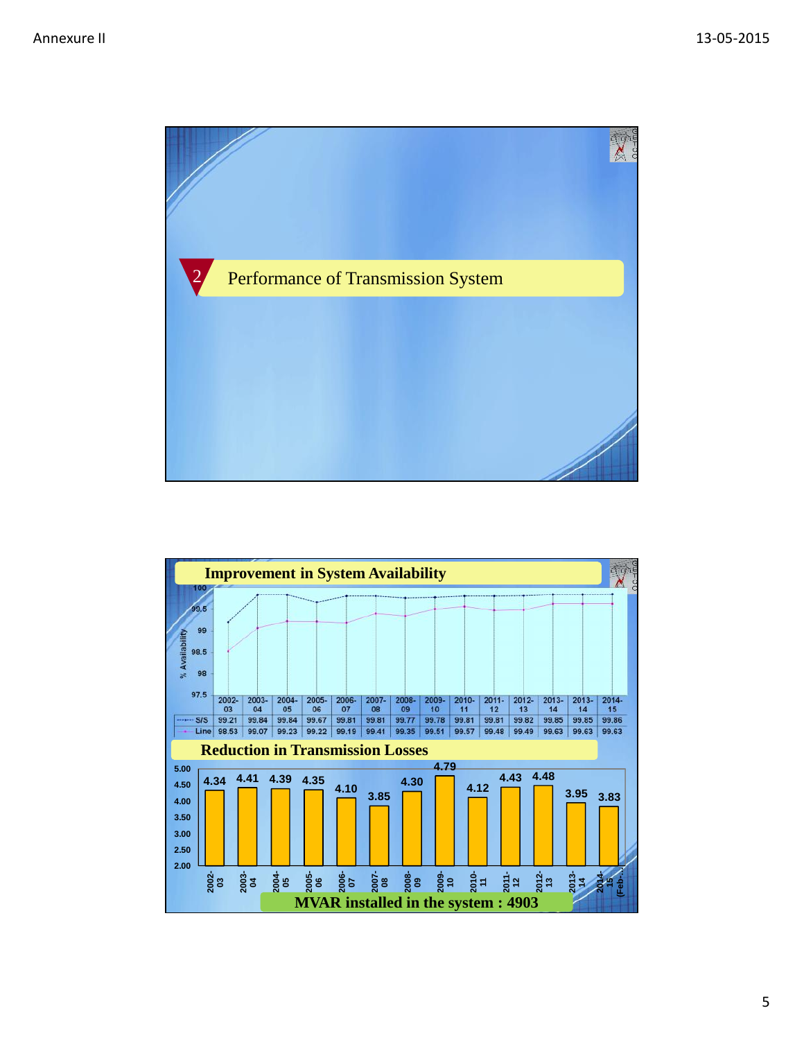## 2 Performance of Transmission System

## Improvement in System Availability

| | 2002-03 | 2003-04 | 2004-05 | 2005-06 | 2006-07 | 2007-08 | 2008-09 | 2009-10 | 2010-11 | 2011-12 | 2012-13 | 2013-14 | 2013-14 | 2014-15 |
|---|---|---|---|---|---|---|---|---|---|---|---|---|---|---|
| S/S | 99.21 | 99.84 | 99.84 | 99.67 | 99.81 | 99.81 | 99.77 | 99.78 | 99.81 | 99.81 | 99.82 | 99.85 | 99.85 | 99.86 |
| Line | 98.53 | 99.07 | 99.23 | 99.22 | 99.19 | 99.41 | 99.35 | 99.51 | 99.57 | 99.48 | 99.49 | 99.63 | 99.63 | 99.63 |

## Reduction in Transmission Losses

| Year | Losses |
|---|---|
| 2002-03 | 4.34 |
| 2003-04 | 4.41 |
| 2004-05 | 4.39 |
| 2005-06 | 4.35 |
| 2006-07 | 4.10 |
| 2007-08 | 3.85 |
| 2008-09 | 4.30 |
| 2009-10 | 4.79 |
| 2010-11 | 4.12 |
| 2011-12 | 4.43 |
| 2012-13 | 4.48 |
| 2013-14 | 3.95 |
| 2014-15 (Feb-...) | 3.83 |

**MVAR installed in the system : 4903**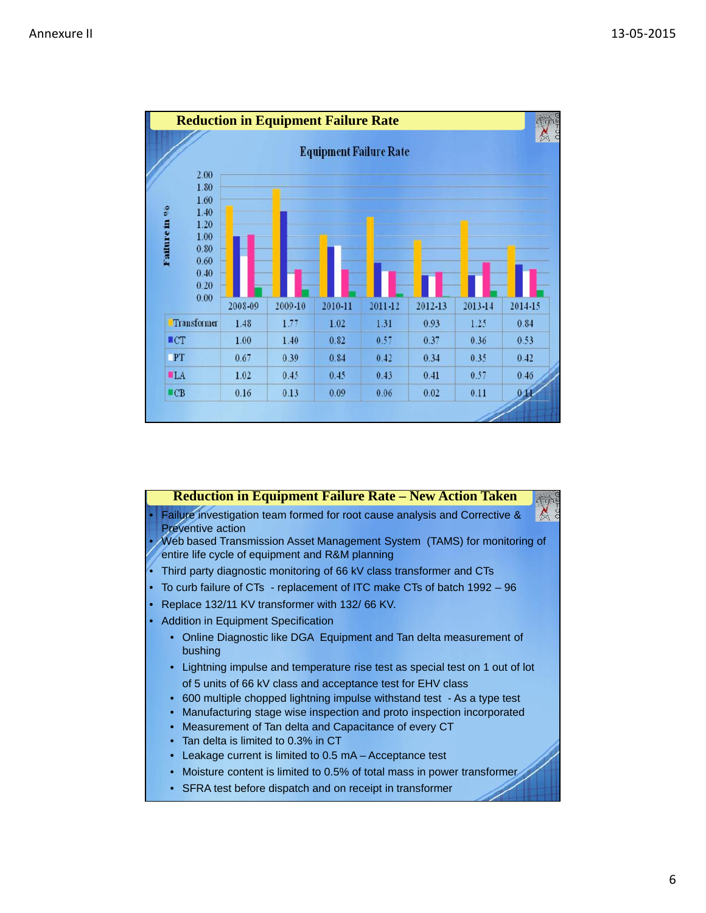## Reduction in Equipment Failure Rate

### Equipment Failure Rate

Failure in %

| | 2008-09 | 2009-10 | 2010-11 | 2011-12 | 2012-13 | 2013-14 | 2014-15 |
|---|---|---|---|---|---|---|---|
| Transformer | 1.48 | 1.77 | 1.02 | 1.31 | 0.93 | 1.25 | 0.84 |
| CT | 1.00 | 1.40 | 0.82 | 0.57 | 0.37 | 0.36 | 0.53 |
| PT | 0.67 | 0.39 | 0.84 | 0.42 | 0.34 | 0.35 | 0.42 |
| LA | 1.02 | 0.45 | 0.45 | 0.43 | 0.41 | 0.57 | 0.46 |
| CB | 0.16 | 0.13 | 0.09 | 0.06 | 0.02 | 0.11 | 0.11 |

## Reduction in Equipment Failure Rate – New Action Taken

- Failure investigation team formed for root cause analysis and Corrective & Preventive action
- Web based Transmission Asset Management System (TAMS) for monitoring of entire life cycle of equipment and R&M planning
- Third party diagnostic monitoring of 66 kV class transformer and CTs
- To curb failure of CTs - replacement of ITC make CTs of batch 1992 – 96
- Replace 132/11 KV transformer with 132/ 66 KV.
- Addition in Equipment Specification
  - Online Diagnostic like DGA Equipment and Tan delta measurement of bushing
  - Lightning impulse and temperature rise test as special test on 1 out of lot of 5 units of 66 kV class and acceptance test for EHV class
  - 600 multiple chopped lightning impulse withstand test - As a type test
  - Manufacturing stage wise inspection and proto inspection incorporated
  - Measurement of Tan delta and Capacitance of every CT
  - Tan delta is limited to 0.3% in CT
  - Leakage current is limited to 0.5 mA – Acceptance test
  - Moisture content is limited to 0.5% of total mass in power transformer
  - SFRA test before dispatch and on receipt in transformer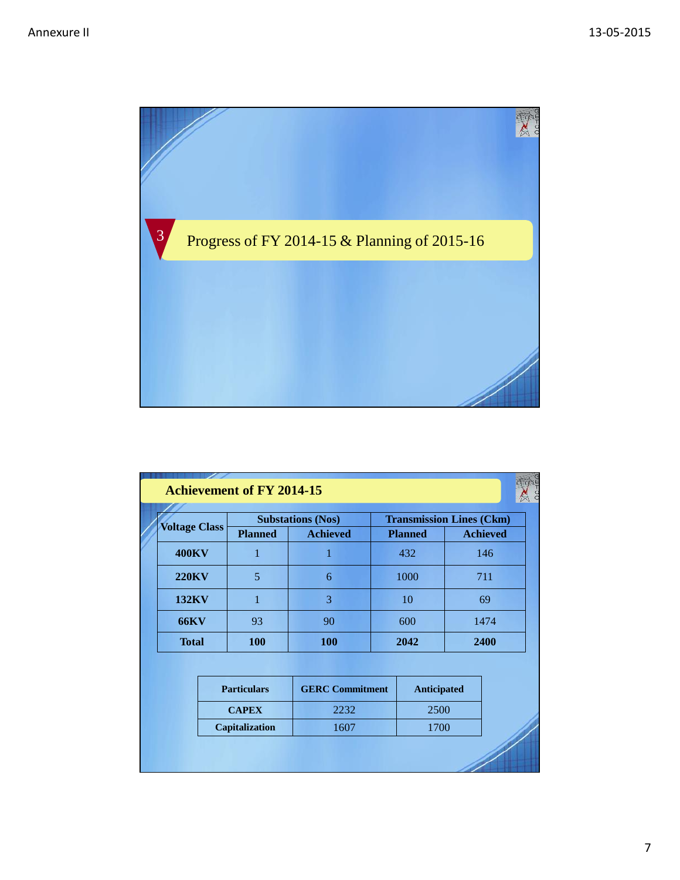## 3 Progress of FY 2014-15 & Planning of 2015-16

## Achievement of FY 2014-15

| Voltage Class | Substations (Nos) | | Transmission Lines (Ckm) | |
|---|---|---|---|---|
| | Planned | Achieved | Planned | Achieved |
| **400KV** | 1 | 1 | 432 | 146 |
| **220KV** | 5 | 6 | 1000 | 711 |
| **132KV** | 1 | 3 | 10 | 69 |
| **66KV** | 93 | 90 | 600 | 1474 |
| **Total** | **100** | **100** | **2042** | **2400** |

| Particulars | GERC Commitment | Anticipated |
|---|---|---|
| **CAPEX** | 2232 | 2500 |
| **Capitalization** | 1607 | 1700 |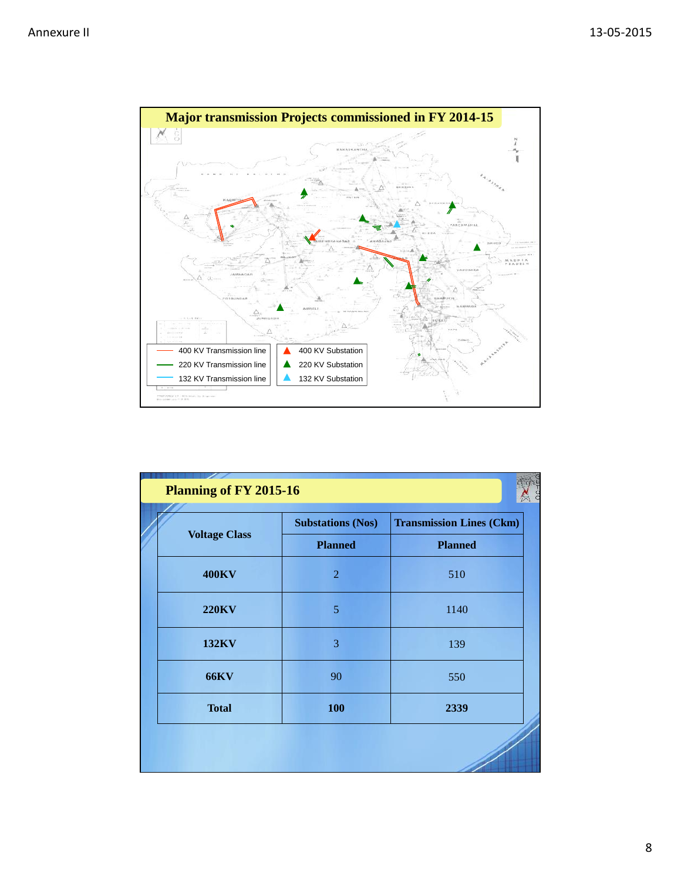## Major transmission Projects commissioned in FY 2014-15

| Legend | Legend |
| --- | --- |
| 400 KV Transmission line | 400 KV Substation |
| 220 KV Transmission line | 220 KV Substation |
| 132 KV Transmission line | 132 KV Substation |

## Planning of FY 2015-16

| Voltage Class | Substations (Nos) | Transmission Lines (Ckm) |
| --- | --- | --- |
| | Planned | Planned |
| 400KV | 2 | 510 |
| 220KV | 5 | 1140 |
| 132KV | 3 | 139 |
| 66KV | 90 | 550 |
| **Total** | **100** | **2339** |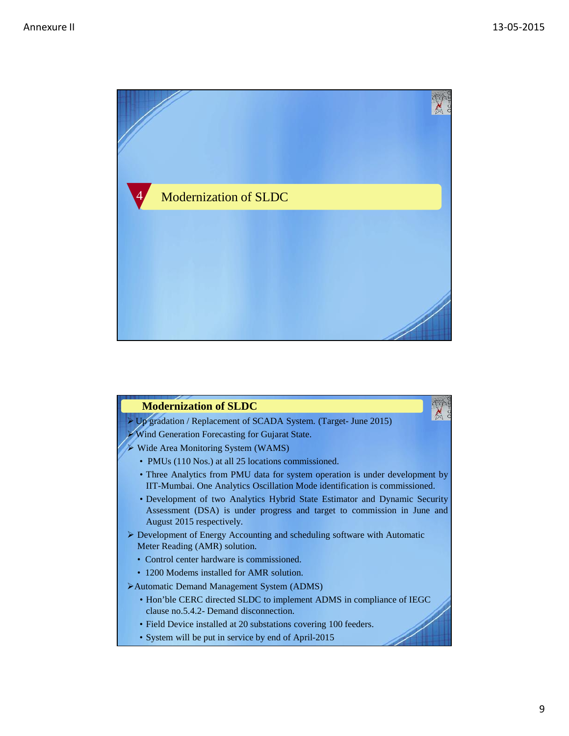## 4 Modernization of SLDC

## Modernization of SLDC

- Up gradation / Replacement of SCADA System. (Target- June 2015)
- Wind Generation Forecasting for Gujarat State.
- Wide Area Monitoring System (WAMS)
  - PMUs (110 Nos.) at all 25 locations commissioned.
  - Three Analytics from PMU data for system operation is under development by IIT-Mumbai. One Analytics Oscillation Mode identification is commissioned.
  - Development of two Analytics Hybrid State Estimator and Dynamic Security Assessment (DSA) is under progress and target to commission in June and August 2015 respectively.
- Development of Energy Accounting and scheduling software with Automatic Meter Reading (AMR) solution.
  - Control center hardware is commissioned.
  - 1200 Modems installed for AMR solution.
- Automatic Demand Management System (ADMS)
  - Hon'ble CERC directed SLDC to implement ADMS in compliance of IEGC clause no.5.4.2- Demand disconnection.
  - Field Device installed at 20 substations covering 100 feeders.
  - System will be put in service by end of April-2015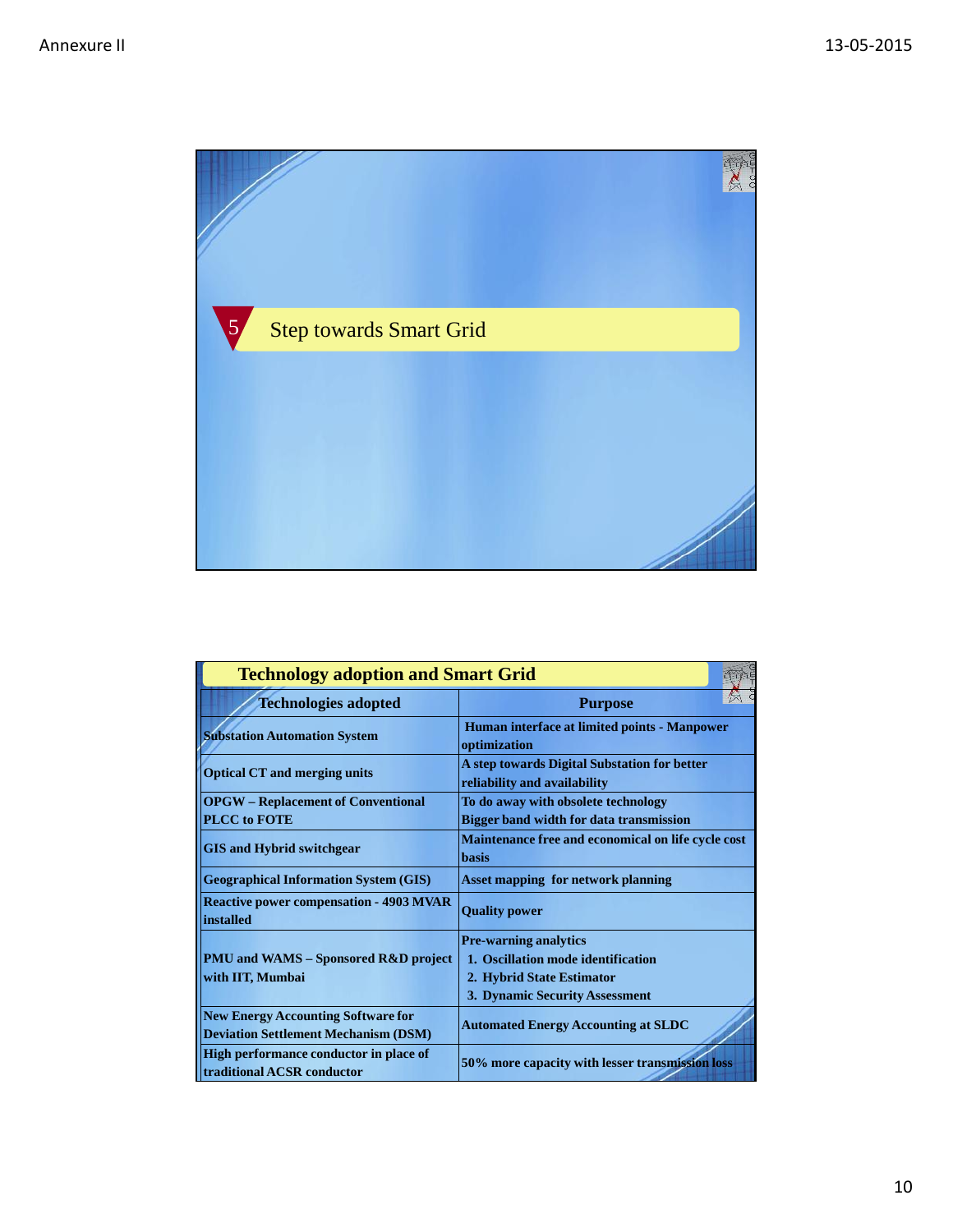## 5 Step towards Smart Grid

## Technology adoption and Smart Grid

| Technologies adopted | Purpose |
| --- | --- |
| Substation Automation System | Human interface at limited points - Manpower optimization |
| Optical CT and merging units | A step towards Digital Substation for better reliability and availability |
| OPGW – Replacement of Conventional PLCC to FOTE | To do away with obsolete technology<br>Bigger band width for data transmission |
| GIS and Hybrid switchgear | Maintenance free and economical on life cycle cost basis |
| Geographical Information System (GIS) | Asset mapping for network planning |
| Reactive power compensation - 4903 MVAR installed | Quality power |
| PMU and WAMS – Sponsored R&D project with IIT, Mumbai | Pre-warning analytics<br>1. Oscillation mode identification<br>2. Hybrid State Estimator<br>3. Dynamic Security Assessment |
| New Energy Accounting Software for Deviation Settlement Mechanism (DSM) | Automated Energy Accounting at SLDC |
| High performance conductor in place of traditional ACSR conductor | 50% more capacity with lesser transmission loss |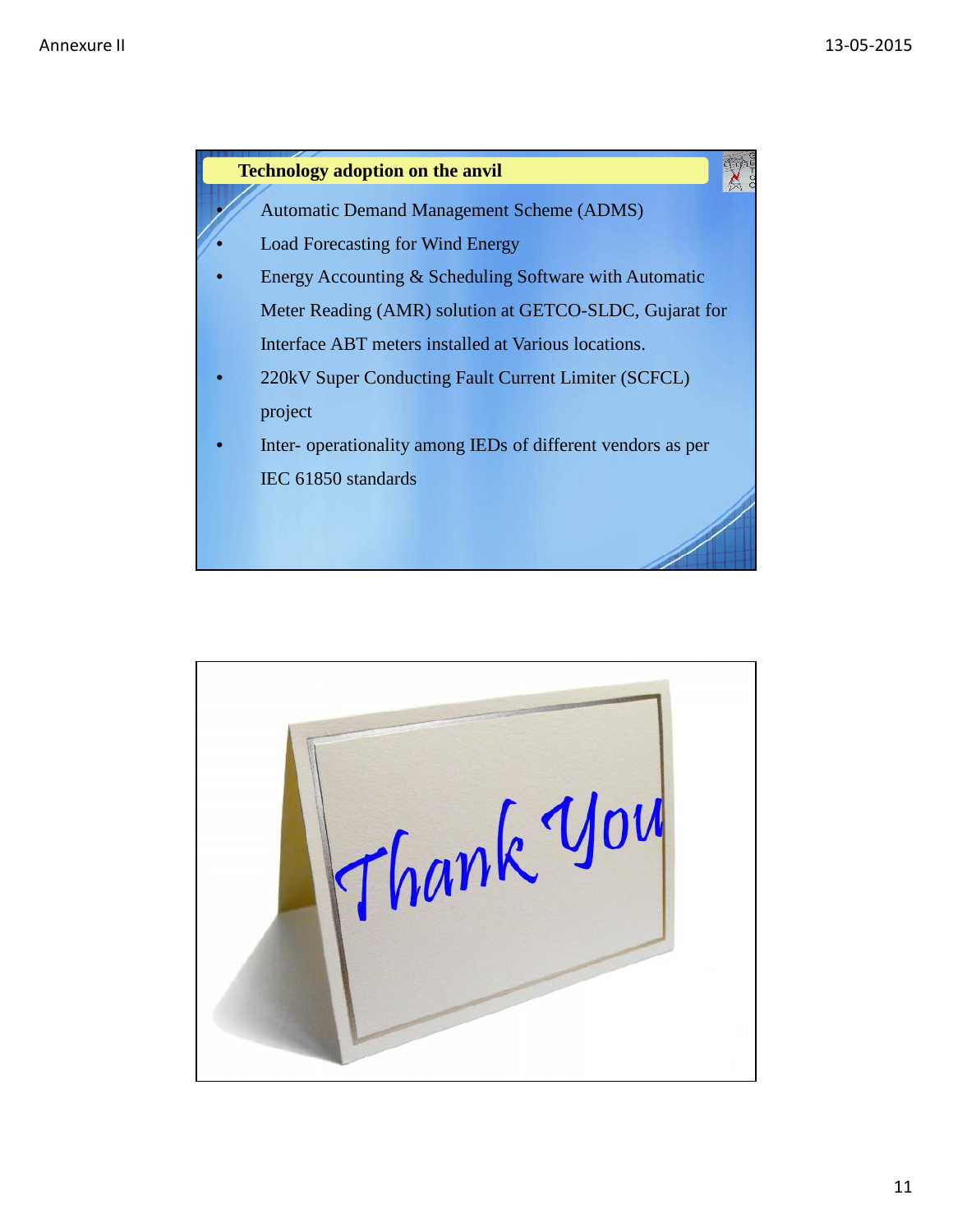## Technology adoption on the anvil

- Automatic Demand Management Scheme (ADMS)
- Load Forecasting for Wind Energy
- Energy Accounting & Scheduling Software with Automatic Meter Reading (AMR) solution at GETCO-SLDC, Gujarat for Interface ABT meters installed at Various locations.
- 220kV Super Conducting Fault Current Limiter (SCFCL) project
- Inter- operationality among IEDs of different vendors as per IEC 61850 standards

Thank You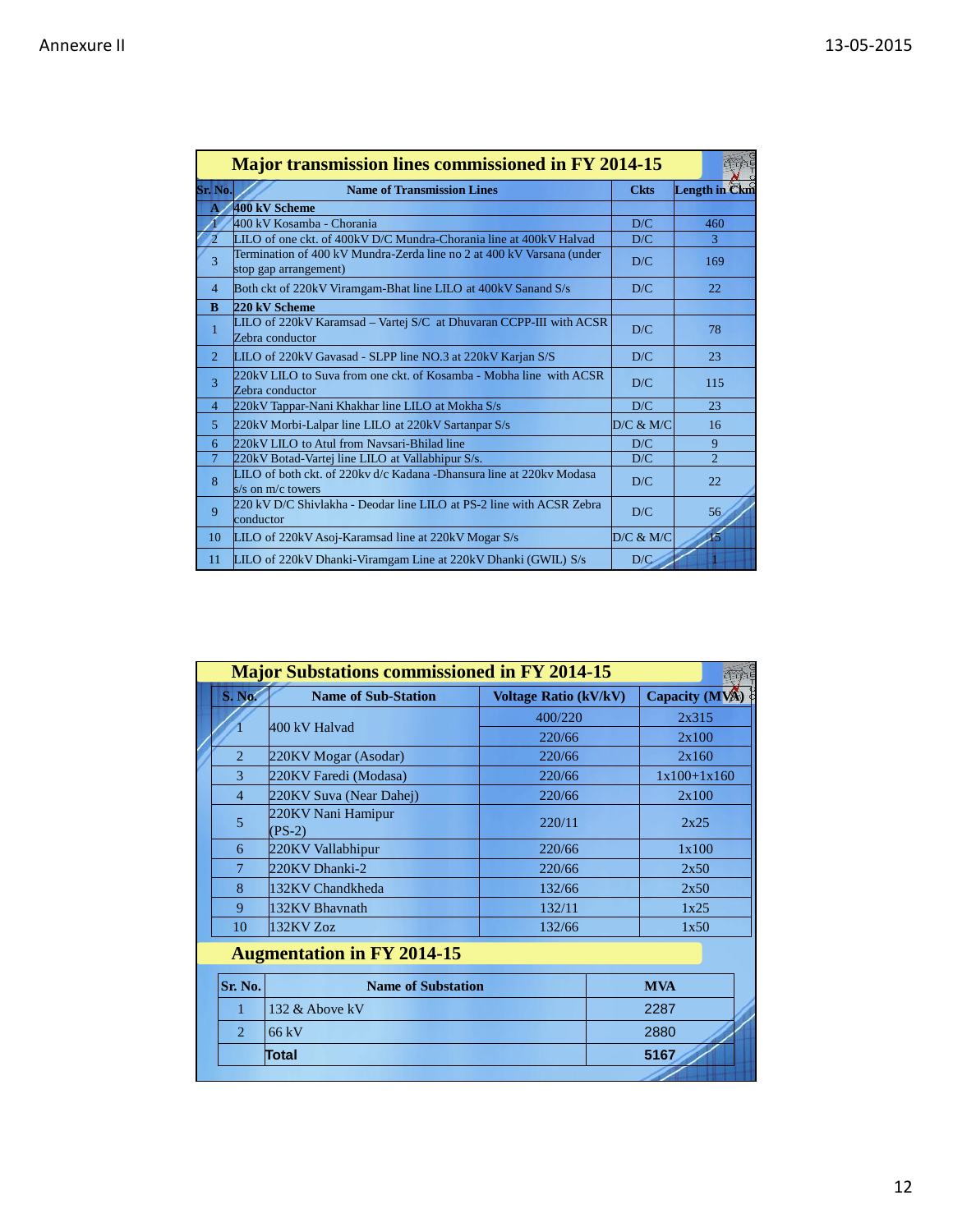Annexure II

13-05-2015

## Major transmission lines commissioned in FY 2014-15

| Sr. No. | Name of Transmission Lines | Ckts | Length in Ckm |
|---|---|---|---|
| **A** | **400 kV Scheme** | | |
| 1 | 400 kV Kosamba - Chorania | D/C | 460 |
| 2 | LILO of one ckt. of 400kV D/C Mundra-Chorania line at 400kV Halvad | D/C | 3 |
| 3 | Termination of 400 kV Mundra-Zerda line no 2 at 400 kV Varsana (under stop gap arrangement) | D/C | 169 |
| 4 | Both ckt of 220kV Viramgam-Bhat line LILO at 400kV Sanand S/s | D/C | 22 |
| **B** | **220 kV Scheme** | | |
| 1 | LILO of 220kV Karamsad – Vartej S/C at Dhuvaran CCPP-III with ACSR Zebra conductor | D/C | 78 |
| 2 | LILO of 220kV Gavasad - SLPP line NO.3 at 220kV Karjan S/S | D/C | 23 |
| 3 | 220kV LILO to Suva from one ckt. of Kosamba - Mobha line with ACSR Zebra conductor | D/C | 115 |
| 4 | 220kV Tappar-Nani Khakhar line LILO at Mokha S/s | D/C | 23 |
| 5 | 220kV Morbi-Lalpar line LILO at 220kV Sartanpar S/s | D/C & M/C | 16 |
| 6 | 220kV LILO to Atul from Navsari-Bhilad line | D/C | 9 |
| 7 | 220kV Botad-Vartej line LILO at Vallabhipur S/s. | D/C | 2 |
| 8 | LILO of both ckt. of 220kv d/c Kadana -Dhansura line at 220kv Modasa s/s on m/c towers | D/C | 22 |
| 9 | 220 kV D/C Shivlakha - Deodar line LILO at PS-2 line with ACSR Zebra conductor | D/C | 56 |
| 10 | LILO of 220kV Asoj-Karamsad line at 220kV Mogar S/s | D/C & M/C | 15 |
| 11 | LILO of 220kV Dhanki-Viramgam Line at 220kV Dhanki (GWIL) S/s | D/C | 1 |

## Major Substations commissioned in FY 2014-15

| S. No. | Name of Sub-Station | Voltage Ratio (kV/kV) | Capacity (MVA) |
|---|---|---|---|
| 1 | 400 kV Halvad | 400/220 | 2x315 |
| | | 220/66 | 2x100 |
| 2 | 220KV Mogar (Asodar) | 220/66 | 2x160 |
| 3 | 220KV Faredi (Modasa) | 220/66 | 1x100+1x160 |
| 4 | 220KV Suva (Near Dahej) | 220/66 | 2x100 |
| 5 | 220KV Nani Hamipur (PS-2) | 220/11 | 2x25 |
| 6 | 220KV Vallabhipur | 220/66 | 1x100 |
| 7 | 220KV Dhanki-2 | 220/66 | 2x50 |
| 8 | 132KV Chandkheda | 132/66 | 2x50 |
| 9 | 132KV Bhavnath | 132/11 | 1x25 |
| 10 | 132KV Zoz | 132/66 | 1x50 |

## Augmentation in FY 2014-15

| Sr. No. | Name of Substation | MVA |
|---|---|---|
| 1 | 132 & Above kV | 2287 |
| 2 | 66 kV | 2880 |
| | **Total** | **5167** |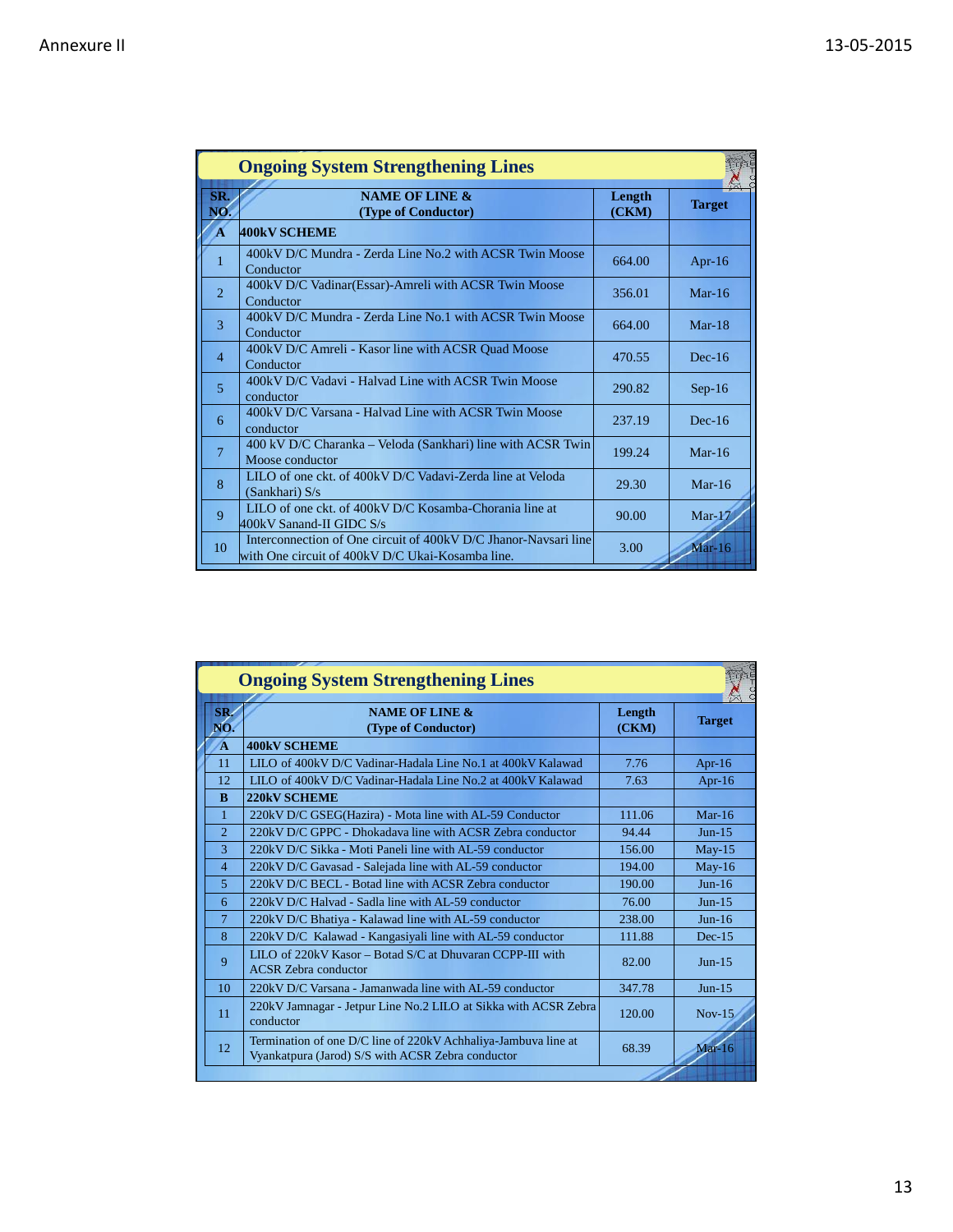Annexure II

13-05-2015

## Ongoing System Strengthening Lines

| SR. NO. | NAME OF LINE & (Type of Conductor) | Length (CKM) | Target |
|---|---|---|---|
| A | 400kV SCHEME | | |
| 1 | 400kV D/C Mundra - Zerda Line No.2 with ACSR Twin Moose Conductor | 664.00 | Apr-16 |
| 2 | 400kV D/C Vadinar(Essar)-Amreli with ACSR Twin Moose Conductor | 356.01 | Mar-16 |
| 3 | 400kV D/C Mundra - Zerda Line No.1 with ACSR Twin Moose Conductor | 664.00 | Mar-18 |
| 4 | 400kV D/C Amreli - Kasor line with ACSR Quad Moose Conductor | 470.55 | Dec-16 |
| 5 | 400kV D/C Vadavi - Halvad Line with ACSR Twin Moose conductor | 290.82 | Sep-16 |
| 6 | 400kV D/C Varsana - Halvad Line with ACSR Twin Moose conductor | 237.19 | Dec-16 |
| 7 | 400 kV D/C Charanka – Veloda (Sankhari) line with ACSR Twin Moose conductor | 199.24 | Mar-16 |
| 8 | LILO of one ckt. of 400kV D/C Vadavi-Zerda line at Veloda (Sankhari) S/s | 29.30 | Mar-16 |
| 9 | LILO of one ckt. of 400kV D/C Kosamba-Chorania line at 400kV Sanand-II GIDC S/s | 90.00 | Mar-17 |
| 10 | Interconnection of One circuit of 400kV D/C Jhanor-Navsari line with One circuit of 400kV D/C Ukai-Kosamba line. | 3.00 | Mar-16 |

## Ongoing System Strengthening Lines

| SR. NO. | NAME OF LINE & (Type of Conductor) | Length (CKM) | Target |
|---|---|---|---|
| A | 400kV SCHEME | | |
| 11 | LILO of 400kV D/C Vadinar-Hadala Line No.1 at 400kV Kalawad | 7.76 | Apr-16 |
| 12 | LILO of 400kV D/C Vadinar-Hadala Line No.2 at 400kV Kalawad | 7.63 | Apr-16 |
| B | 220kV SCHEME | | |
| 1 | 220kV D/C GSEG(Hazira) - Mota line with AL-59 Conductor | 111.06 | Mar-16 |
| 2 | 220kV D/C GPPC - Dhokadava line with ACSR Zebra conductor | 94.44 | Jun-15 |
| 3 | 220kV D/C Sikka - Moti Paneli line with AL-59 conductor | 156.00 | May-15 |
| 4 | 220kV D/C Gavasad - Salejada line with AL-59 conductor | 194.00 | May-16 |
| 5 | 220kV D/C BECL - Botad line with ACSR Zebra conductor | 190.00 | Jun-16 |
| 6 | 220kV D/C Halvad - Sadla line with AL-59 conductor | 76.00 | Jun-15 |
| 7 | 220kV D/C Bhatiya - Kalawad line with AL-59 conductor | 238.00 | Jun-16 |
| 8 | 220kV D/C Kalawad - Kangasiyali line with AL-59 conductor | 111.88 | Dec-15 |
| 9 | LILO of 220kV Kasor – Botad S/C at Dhuvaran CCPP-III with ACSR Zebra conductor | 82.00 | Jun-15 |
| 10 | 220kV D/C Varsana - Jamanwada line with AL-59 conductor | 347.78 | Jun-15 |
| 11 | 220kV Jamnagar - Jetpur Line No.2 LILO at Sikka with ACSR Zebra conductor | 120.00 | Nov-15 |
| 12 | Termination of one D/C line of 220kV Achhaliya-Jambuva line at Vyankatpura (Jarod) S/S with ACSR Zebra conductor | 68.39 | Mar-16 |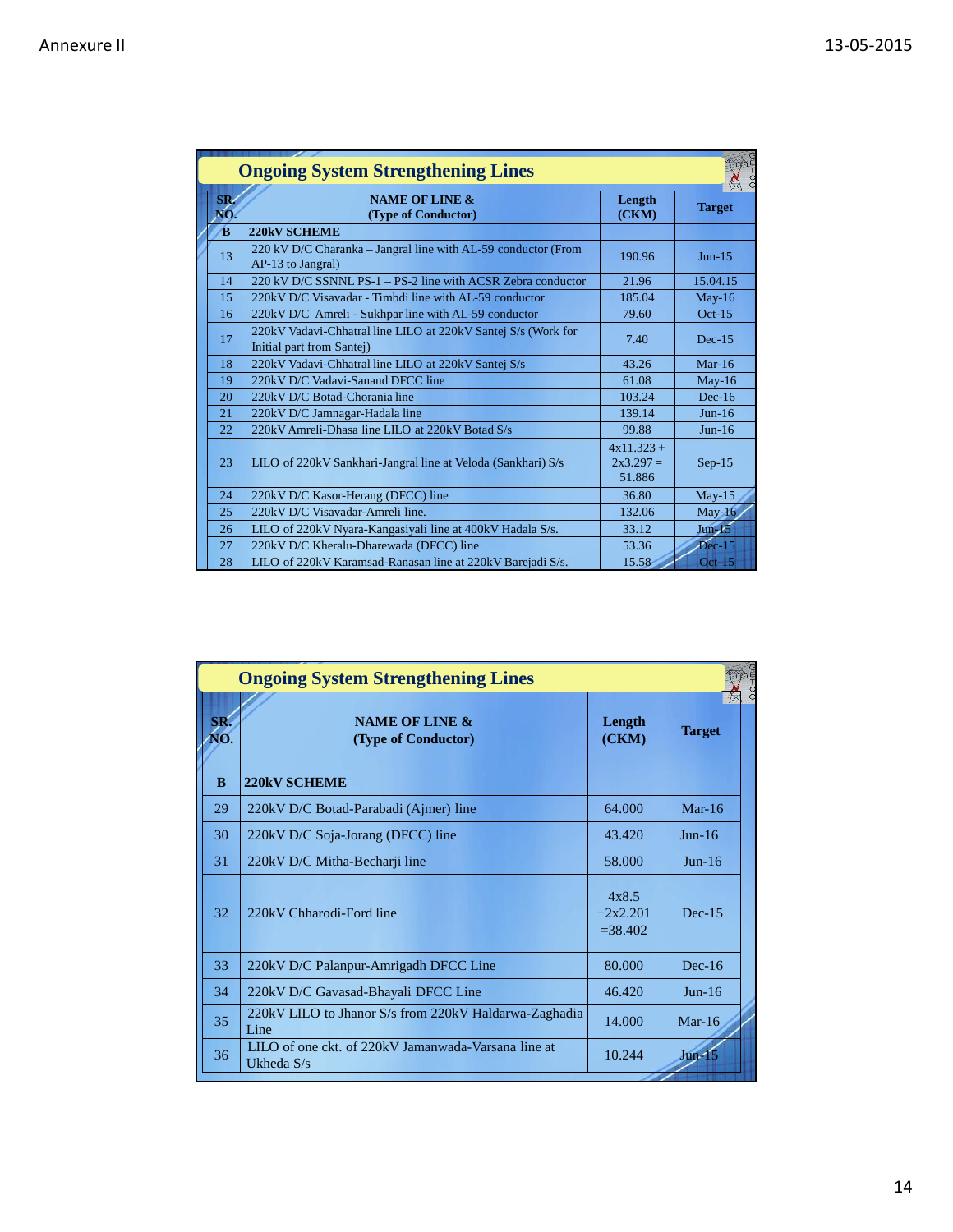Annexure II

13-05-2015

## Ongoing System Strengthening Lines

| SR. NO. | NAME OF LINE & (Type of Conductor) | Length (CKM) | Target |
|---|---|---|---|
| B | 220kV SCHEME | | |
| 13 | 220 kV D/C Charanka – Jangral line with AL-59 conductor (From AP-13 to Jangral) | 190.96 | Jun-15 |
| 14 | 220 kV D/C SSNNL PS-1 – PS-2 line with ACSR Zebra conductor | 21.96 | 15.04.15 |
| 15 | 220kV D/C Visavadar - Timbdi line with AL-59 conductor | 185.04 | May-16 |
| 16 | 220kV D/C Amreli - Sukhpar line with AL-59 conductor | 79.60 | Oct-15 |
| 17 | 220kV Vadavi-Chhatral line LILO at 220kV Santej S/s (Work for Initial part from Santej) | 7.40 | Dec-15 |
| 18 | 220kV Vadavi-Chhatral line LILO at 220kV Santej S/s | 43.26 | Mar-16 |
| 19 | 220kV D/C Vadavi-Sanand DFCC line | 61.08 | May-16 |
| 20 | 220kV D/C Botad-Chorania line | 103.24 | Dec-16 |
| 21 | 220kV D/C Jamnagar-Hadala line | 139.14 | Jun-16 |
| 22 | 220kV Amreli-Dhasa line LILO at 220kV Botad S/s | 99.88 | Jun-16 |
| 23 | LILO of 220kV Sankhari-Jangral line at Veloda (Sankhari) S/s | 4x11.323 + 2x3.297 = 51.886 | Sep-15 |
| 24 | 220kV D/C Kasor-Herang (DFCC) line | 36.80 | May-15 |
| 25 | 220kV D/C Visavadar-Amreli line. | 132.06 | May-16 |
| 26 | LILO of 220kV Nyara-Kangasiyali line at 400kV Hadala S/s. | 33.12 | Jun-15 |
| 27 | 220kV D/C Kheralu-Dharewada (DFCC) line | 53.36 | Dec-15 |
| 28 | LILO of 220kV Karamsad-Ranasan line at 220kV Barejadi S/s. | 15.58 | Oct-15 |

## Ongoing System Strengthening Lines

| SR. NO. | NAME OF LINE & (Type of Conductor) | Length (CKM) | Target |
|---|---|---|---|
| B | 220kV SCHEME | | |
| 29 | 220kV D/C Botad-Parabadi (Ajmer) line | 64.000 | Mar-16 |
| 30 | 220kV D/C Soja-Jorang (DFCC) line | 43.420 | Jun-16 |
| 31 | 220kV D/C Mitha-Becharji line | 58.000 | Jun-16 |
| 32 | 220kV Chharodi-Ford line | 4x8.5 +2x2.201 =38.402 | Dec-15 |
| 33 | 220kV D/C Palanpur-Amrigadh DFCC Line | 80.000 | Dec-16 |
| 34 | 220kV D/C Gavasad-Bhayali DFCC Line | 46.420 | Jun-16 |
| 35 | 220kV LILO to Jhanor S/s from 220kV Haldarwa-Zaghadia Line | 14.000 | Mar-16 |
| 36 | LILO of one ckt. of 220kV Jamanwada-Varsana line at Ukheda S/s | 10.244 | Jun-15 |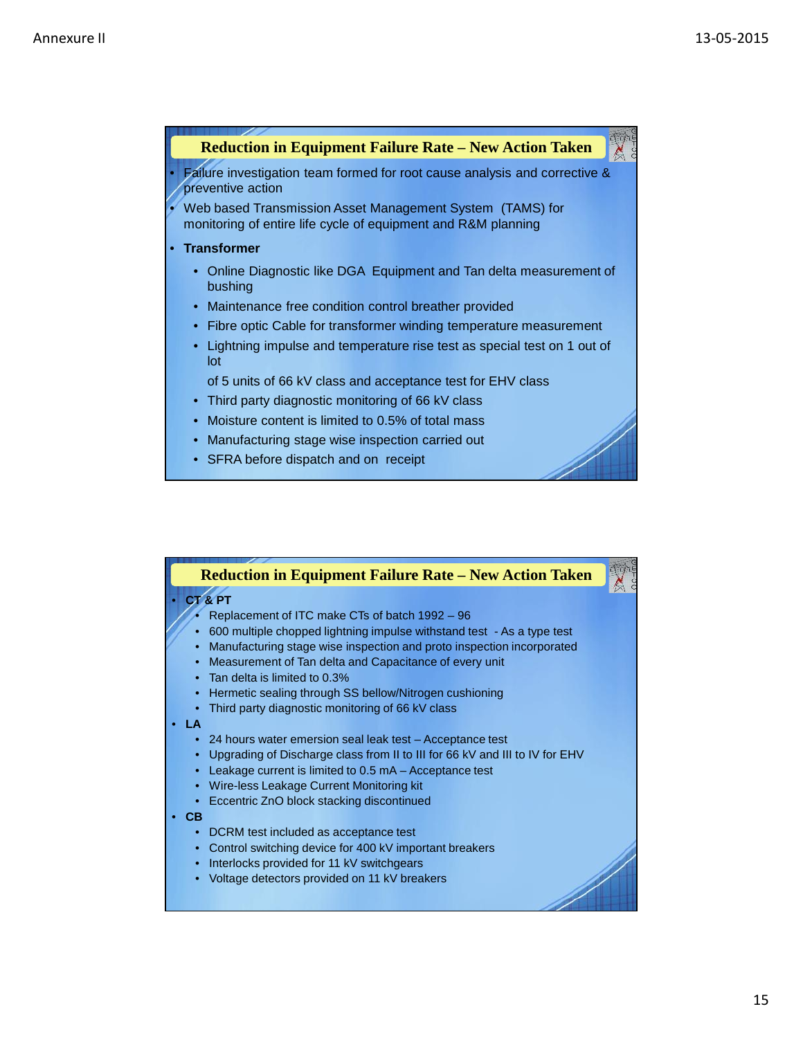## Reduction in Equipment Failure Rate – New Action Taken

- Failure investigation team formed for root cause analysis and corrective & preventive action
- Web based Transmission Asset Management System (TAMS) for monitoring of entire life cycle of equipment and R&M planning
- **Transformer**
  - Online Diagnostic like DGA Equipment and Tan delta measurement of bushing
  - Maintenance free condition control breather provided
  - Fibre optic Cable for transformer winding temperature measurement
  - Lightning impulse and temperature rise test as special test on 1 out of lot

    of 5 units of 66 kV class and acceptance test for EHV class
  - Third party diagnostic monitoring of 66 kV class
  - Moisture content is limited to 0.5% of total mass
  - Manufacturing stage wise inspection carried out
  - SFRA before dispatch and on receipt

## Reduction in Equipment Failure Rate – New Action Taken

- **CT & PT**
  - Replacement of ITC make CTs of batch 1992 – 96
  - 600 multiple chopped lightning impulse withstand test - As a type test
  - Manufacturing stage wise inspection and proto inspection incorporated
  - Measurement of Tan delta and Capacitance of every unit
  - Tan delta is limited to 0.3%
  - Hermetic sealing through SS bellow/Nitrogen cushioning
  - Third party diagnostic monitoring of 66 kV class
- **LA**
  - 24 hours water emersion seal leak test – Acceptance test
  - Upgrading of Discharge class from II to III for 66 kV and III to IV for EHV
  - Leakage current is limited to 0.5 mA – Acceptance test
  - Wire-less Leakage Current Monitoring kit
  - Eccentric ZnO block stacking discontinued
- **CB**
  - DCRM test included as acceptance test
  - Control switching device for 400 kV important breakers
  - Interlocks provided for 11 kV switchgears
  - Voltage detectors provided on 11 kV breakers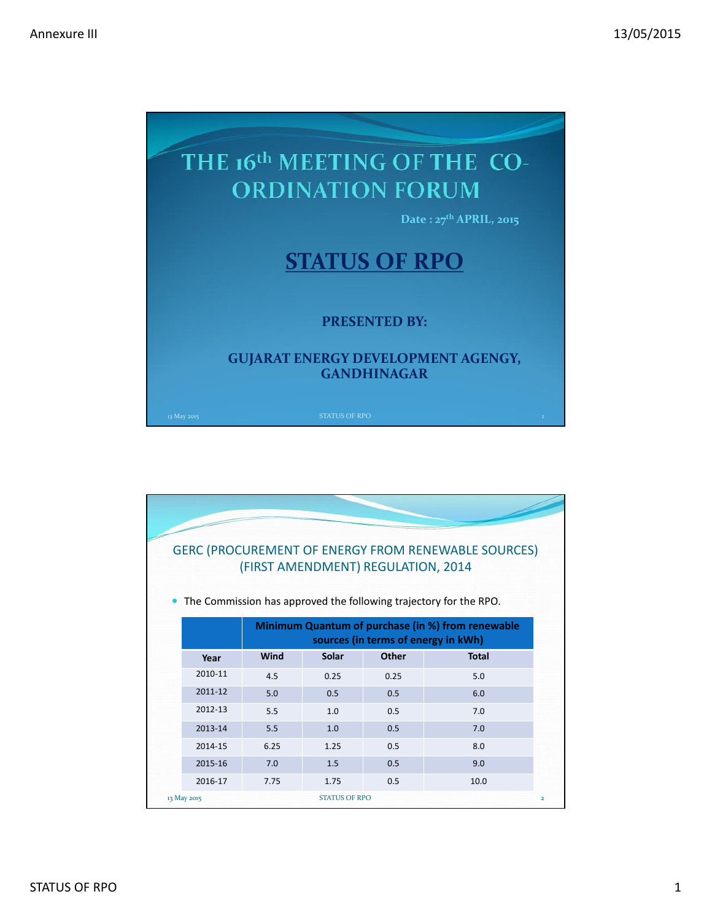# THE 16th MEETING OF THE CO-ORDINATION FORUM

Date : 27th APRIL, 2015

## STATUS OF RPO

**PRESENTED BY:**

**GUJARAT ENERGY DEVELOPMENT AGENGY, GANDHINAGAR**

## GERC (PROCUREMENT OF ENERGY FROM RENEWABLE SOURCES) (FIRST AMENDMENT) REGULATION, 2014

- The Commission has approved the following trajectory for the RPO.

| | Minimum Quantum of purchase (in %) from renewable sources (in terms of energy in kWh) | | | |
|---|---|---|---|---|
| **Year** | **Wind** | **Solar** | **Other** | **Total** |
| 2010-11 | 4.5 | 0.25 | 0.25 | 5.0 |
| 2011-12 | 5.0 | 0.5 | 0.5 | 6.0 |
| 2012-13 | 5.5 | 1.0 | 0.5 | 7.0 |
| 2013-14 | 5.5 | 1.0 | 0.5 | 7.0 |
| 2014-15 | 6.25 | 1.25 | 0.5 | 8.0 |
| 2015-16 | 7.0 | 1.5 | 0.5 | 9.0 |
| 2016-17 | 7.75 | 1.75 | 0.5 | 10.0 |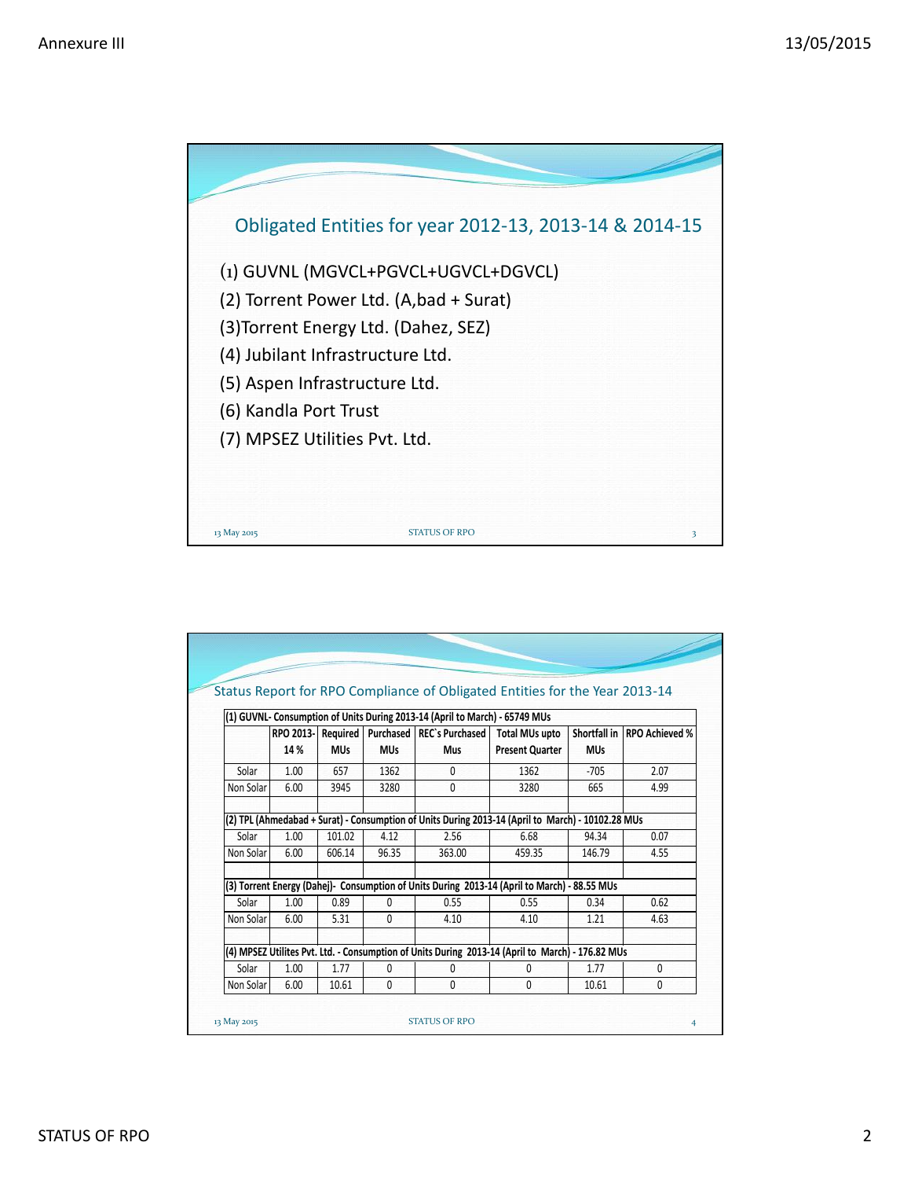## Obligated Entities for year 2012-13, 2013-14 & 2014-15

(1) GUVNL (MGVCL+PGVCL+UGVCL+DGVCL)
(2) Torrent Power Ltd. (A,bad + Surat)
(3)Torrent Energy Ltd. (Dahez, SEZ)
(4) Jubilant Infrastructure Ltd.
(5) Aspen Infrastructure Ltd.
(6) Kandla Port Trust
(7) MPSEZ Utilities Pvt. Ltd.

## Status Report for RPO Compliance of Obligated Entities for the Year 2013-14

| | RPO 2013-14 % | Required MUs | Purchased MUs | REC`s Purchased Mus | Total MUs upto Present Quarter | Shortfall in MUs | RPO Achieved % |
|---|---|---|---|---|---|---|---|
| **(1) GUVNL- Consumption of Units During 2013-14 (April to March) - 65749 MUs** | | | | | | | |
| Solar | 1.00 | 657 | 1362 | 0 | 1362 | -705 | 2.07 |
| Non Solar | 6.00 | 3945 | 3280 | 0 | 3280 | 665 | 4.99 |
| | | | | | | | |
| **(2) TPL (Ahmedabad + Surat) - Consumption of Units During 2013-14 (April to March) - 10102.28 MUs** | | | | | | | |
| Solar | 1.00 | 101.02 | 4.12 | 2.56 | 6.68 | 94.34 | 0.07 |
| Non Solar | 6.00 | 606.14 | 96.35 | 363.00 | 459.35 | 146.79 | 4.55 |
| | | | | | | | |
| **(3) Torrent Energy (Dahej)- Consumption of Units During 2013-14 (April to March) - 88.55 MUs** | | | | | | | |
| Solar | 1.00 | 0.89 | 0 | 0.55 | 0.55 | 0.34 | 0.62 |
| Non Solar | 6.00 | 5.31 | 0 | 4.10 | 4.10 | 1.21 | 4.63 |
| | | | | | | | |
| **(4) MPSEZ Utilites Pvt. Ltd. - Consumption of Units During 2013-14 (April to March) - 176.82 MUs** | | | | | | | |
| Solar | 1.00 | 1.77 | 0 | 0 | 0 | 1.77 | 0 |
| Non Solar | 6.00 | 10.61 | 0 | 0 | 0 | 10.61 | 0 |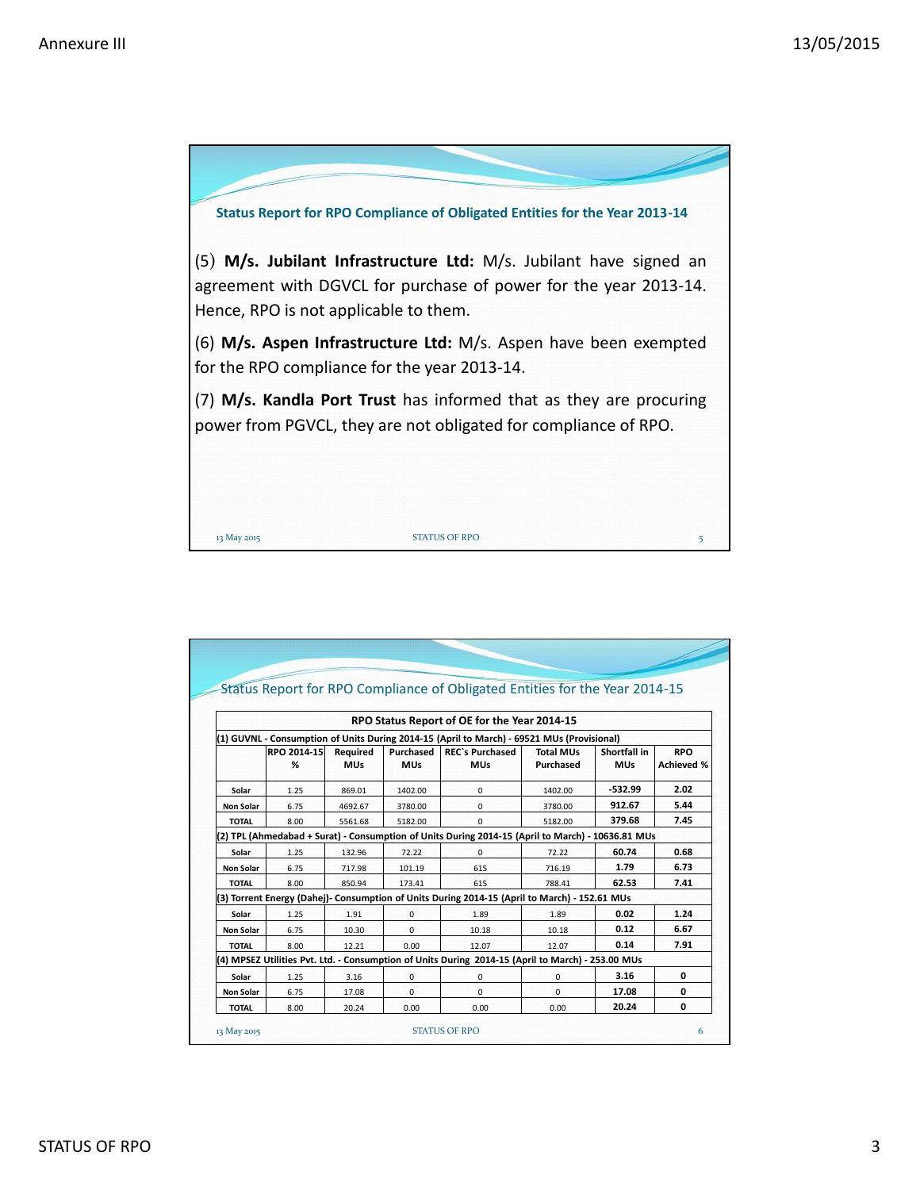## Status Report for RPO Compliance of Obligated Entities for the Year 2013-14

(5) **M/s. Jubilant Infrastructure Ltd:** M/s. Jubilant have signed an agreement with DGVCL for purchase of power for the year 2013-14. Hence, RPO is not applicable to them.

(6) **M/s. Aspen Infrastructure Ltd:** M/s. Aspen have been exempted for the RPO compliance for the year 2013-14.

(7) **M/s. Kandla Port Trust** has informed that as they are procuring power from PGVCL, they are not obligated for compliance of RPO.

## Status Report for RPO Compliance of Obligated Entities for the Year 2014-15

**RPO Status Report of OE for the Year 2014-15**

| | RPO 2014-15 % | Required MUs | Purchased MUs | REC`s Purchased MUs | Total MUs Purchased | Shortfall in MUs | RPO Achieved % |
|---|---|---|---|---|---|---|---|
| **(1) GUVNL - Consumption of Units During 2014-15 (April to March) - 69521 MUs (Provisional)** | | | | | | | |
| Solar | 1.25 | 869.01 | 1402.00 | 0 | 1402.00 | **-532.99** | **2.02** |
| Non Solar | 6.75 | 4692.67 | 3780.00 | 0 | 3780.00 | **912.67** | **5.44** |
| TOTAL | 8.00 | 5561.68 | 5182.00 | 0 | 5182.00 | **379.68** | **7.45** |
| **(2) TPL (Ahmedabad + Surat) - Consumption of Units During 2014-15 (April to March) - 10636.81 MUs** | | | | | | | |
| Solar | 1.25 | 132.96 | 72.22 | 0 | 72.22 | **60.74** | **0.68** |
| Non Solar | 6.75 | 717.98 | 101.19 | 615 | 716.19 | **1.79** | **6.73** |
| TOTAL | 8.00 | 850.94 | 173.41 | 615 | 788.41 | **62.53** | **7.41** |
| **(3) Torrent Energy (Dahej)- Consumption of Units During 2014-15 (April to March) - 152.61 MUs** | | | | | | | |
| Solar | 1.25 | 1.91 | 0 | 1.89 | 1.89 | **0.02** | **1.24** |
| Non Solar | 6.75 | 10.30 | 0 | 10.18 | 10.18 | **0.12** | **6.67** |
| TOTAL | 8.00 | 12.21 | 0.00 | 12.07 | 12.07 | **0.14** | **7.91** |
| **(4) MPSEZ Utilities Pvt. Ltd. - Consumption of Units During 2014-15 (April to March) - 253.00 MUs** | | | | | | | |
| Solar | 1.25 | 3.16 | 0 | 0 | 0 | **3.16** | **0** |
| Non Solar | 6.75 | 17.08 | 0 | 0 | 0 | **17.08** | **0** |
| TOTAL | 8.00 | 20.24 | 0.00 | 0.00 | 0.00 | **20.24** | **0** |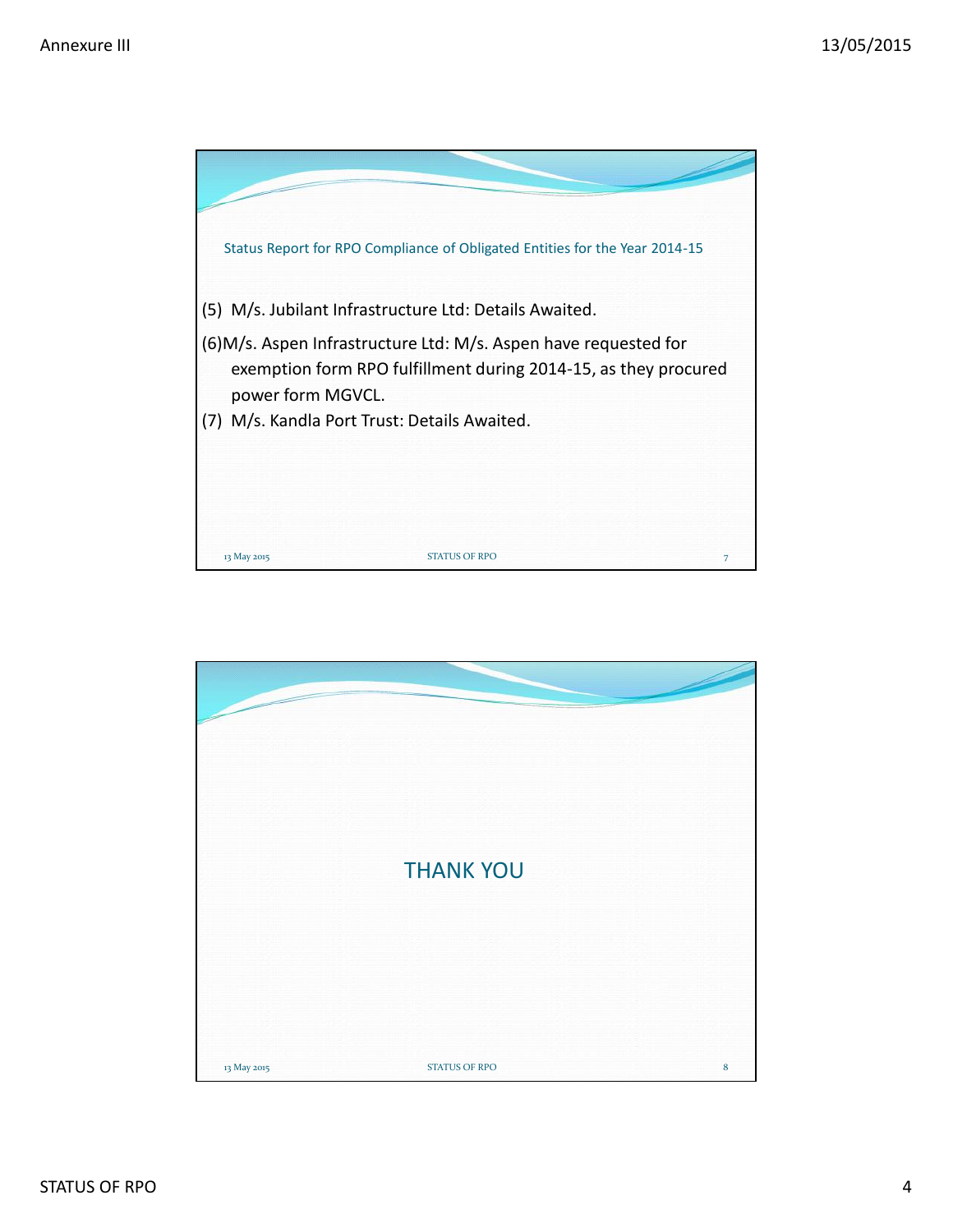Status Report for RPO Compliance of Obligated Entities for the Year 2014-15

(5) M/s. Jubilant Infrastructure Ltd: Details Awaited.

(6)M/s. Aspen Infrastructure Ltd: M/s. Aspen have requested for exemption form RPO fulfillment during 2014-15, as they procured power form MGVCL.

(7) M/s. Kandla Port Trust: Details Awaited.

THANK YOU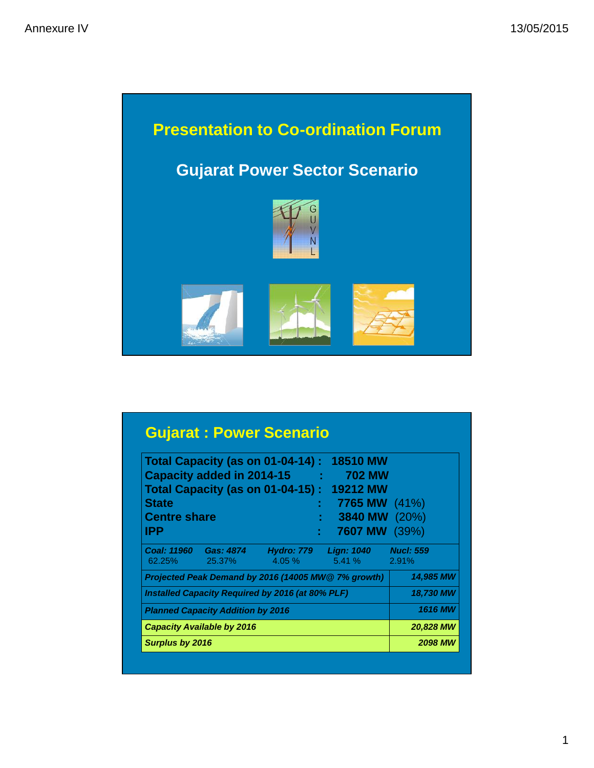Annexure IV

13/05/2015

# Presentation to Co-ordination Forum

## Gujarat Power Sector Scenario

GUVNL

## Gujarat : Power Scenario

| | |
|---|---|
| **Total Capacity (as on 01-04-14) :** | **18510 MW** |
| **Capacity added in 2014-15 :** | **702 MW** |
| **Total Capacity (as on 01-04-15) :** | **19212 MW** |
| **State :** | **7765 MW** (41%) |
| **Centre share :** | **3840 MW** (20%) |
| **IPP :** | **7607 MW** (39%) |

| ***Coal: 11960*** | ***Gas: 4874*** | ***Hydro: 779*** | ***Lign: 1040*** | ***Nucl: 559*** |
|---|---|---|---|---|
| 62.25% | 25.37% | 4.05 % | 5.41 % | 2.91% |

| | |
|---|---|
| ***Projected Peak Demand by 2016 (14005 MW@ 7% growth)*** | ***14,985 MW*** |
| ***Installed Capacity Required by 2016 (at 80% PLF)*** | ***18,730 MW*** |
| ***Planned Capacity Addition by 2016*** | ***1616 MW*** |
| ***Capacity Available by 2016*** | ***20,828 MW*** |
| ***Surplus by 2016*** | ***2098 MW*** |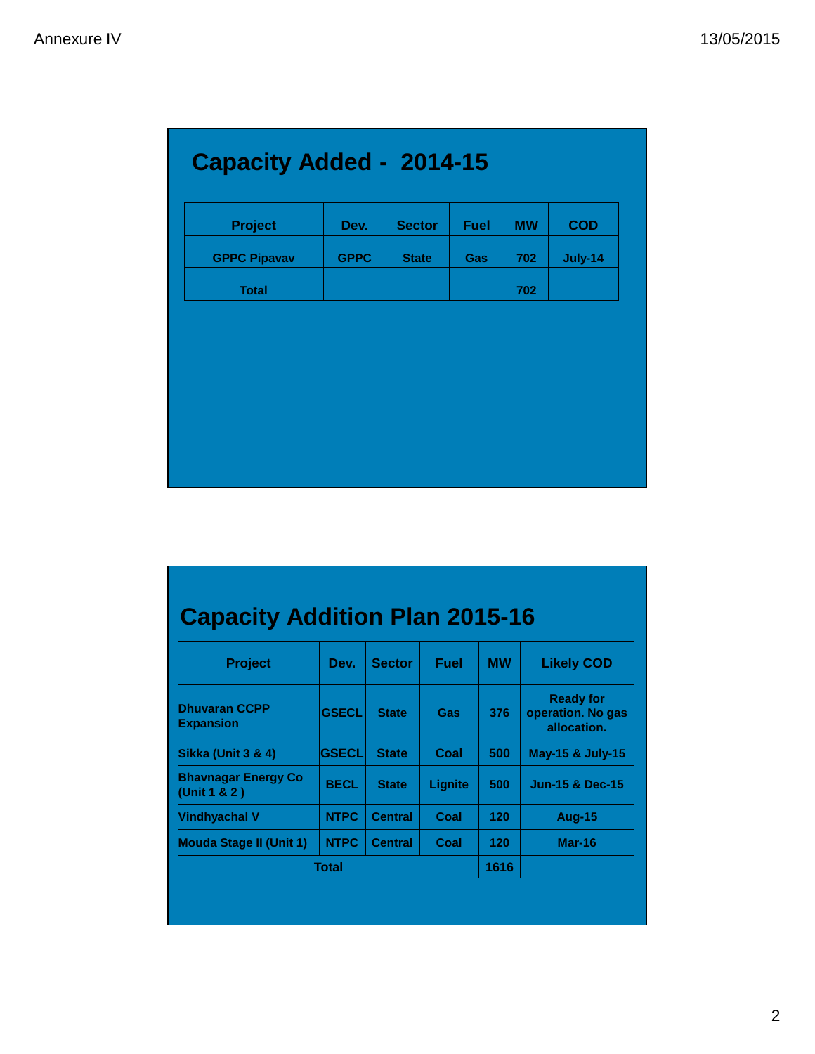Annexure IV

13/05/2015

## Capacity Added - 2014-15

| Project | Dev. | Sector | Fuel | MW | COD |
|---|---|---|---|---|---|
| GPPC Pipavav | GPPC | State | Gas | 702 | July-14 |
| Total | | | | 702 | |

## Capacity Addition Plan 2015-16

| Project | Dev. | Sector | Fuel | MW | Likely COD |
|---|---|---|---|---|---|
| Dhuvaran CCPP Expansion | GSECL | State | Gas | 376 | Ready for operation. No gas allocation. |
| Sikka (Unit 3 & 4) | GSECL | State | Coal | 500 | May-15 & July-15 |
| Bhavnagar Energy Co (Unit 1 & 2 ) | BECL | State | Lignite | 500 | Jun-15 & Dec-15 |
| Vindhyachal V | NTPC | Central | Coal | 120 | Aug-15 |
| Mouda Stage II (Unit 1) | NTPC | Central | Coal | 120 | Mar-16 |
| Total | | | | 1616 | |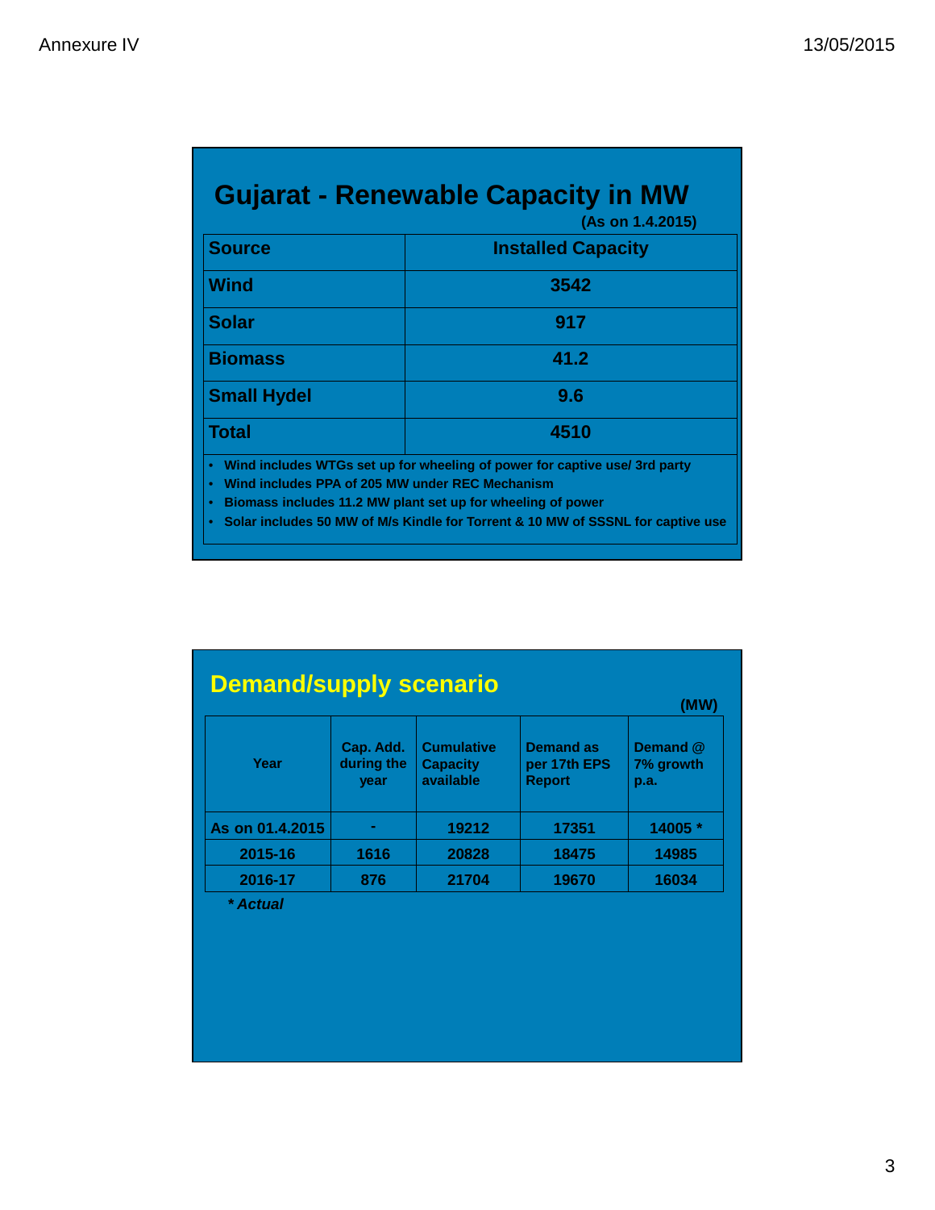Annexure IV

13/05/2015

## Gujarat - Renewable Capacity in MW

**(As on 1.4.2015)**

| Source | Installed Capacity |
|---|---|
| Wind | 3542 |
| Solar | 917 |
| Biomass | 41.2 |
| Small Hydel | 9.6 |
| Total | 4510 |

- Wind includes WTGs set up for wheeling of power for captive use/ 3rd party
- Wind includes PPA of 205 MW under REC Mechanism
- Biomass includes 11.2 MW plant set up for wheeling of power
- Solar includes 50 MW of M/s Kindle for Torrent & 10 MW of SSSNL for captive use

## Demand/supply scenario

(MW)

| Year | Cap. Add. during the year | Cumulative Capacity available | Demand as per 17th EPS Report | Demand @ 7% growth p.a. |
|---|---|---|---|---|
| As on 01.4.2015 | - | 19212 | 17351 | 14005 * |
| 2015-16 | 1616 | 20828 | 18475 | 14985 |
| 2016-17 | 876 | 21704 | 19670 | 16034 |

*\* Actual*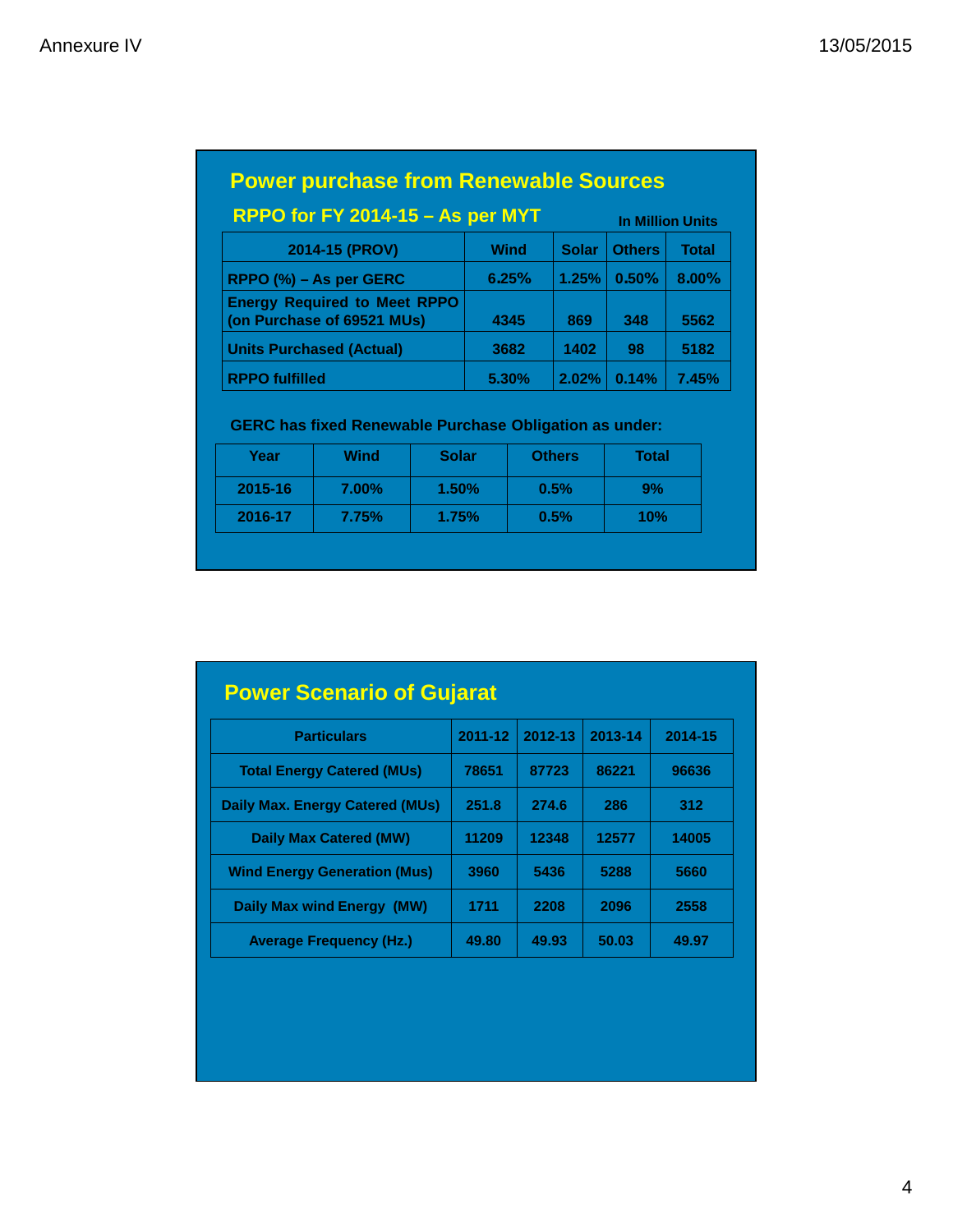Annexure IV

13/05/2015

## Power purchase from Renewable Sources

### RPPO for FY 2014-15 – As per MYT

In Million Units

| 2014-15 (PROV) | Wind | Solar | Others | Total |
|---|---|---|---|---|
| RPPO (%) – As per GERC | 6.25% | 1.25% | 0.50% | 8.00% |
| Energy Required to Meet RPPO (on Purchase of 69521 MUs) | 4345 | 869 | 348 | 5562 |
| Units Purchased (Actual) | 3682 | 1402 | 98 | 5182 |
| RPPO fulfilled | 5.30% | 2.02% | 0.14% | 7.45% |

**GERC has fixed Renewable Purchase Obligation as under:**

| Year | Wind | Solar | Others | Total |
|---|---|---|---|---|
| 2015-16 | 7.00% | 1.50% | 0.5% | 9% |
| 2016-17 | 7.75% | 1.75% | 0.5% | 10% |

## Power Scenario of Gujarat

| Particulars | 2011-12 | 2012-13 | 2013-14 | 2014-15 |
|---|---|---|---|---|
| Total Energy Catered (MUs) | 78651 | 87723 | 86221 | 96636 |
| Daily Max. Energy Catered (MUs) | 251.8 | 274.6 | 286 | 312 |
| Daily Max Catered (MW) | 11209 | 12348 | 12577 | 14005 |
| Wind Energy Generation (Mus) | 3960 | 5436 | 5288 | 5660 |
| Daily Max wind Energy (MW) | 1711 | 2208 | 2096 | 2558 |
| Average Frequency (Hz.) | 49.80 | 49.93 | 50.03 | 49.97 |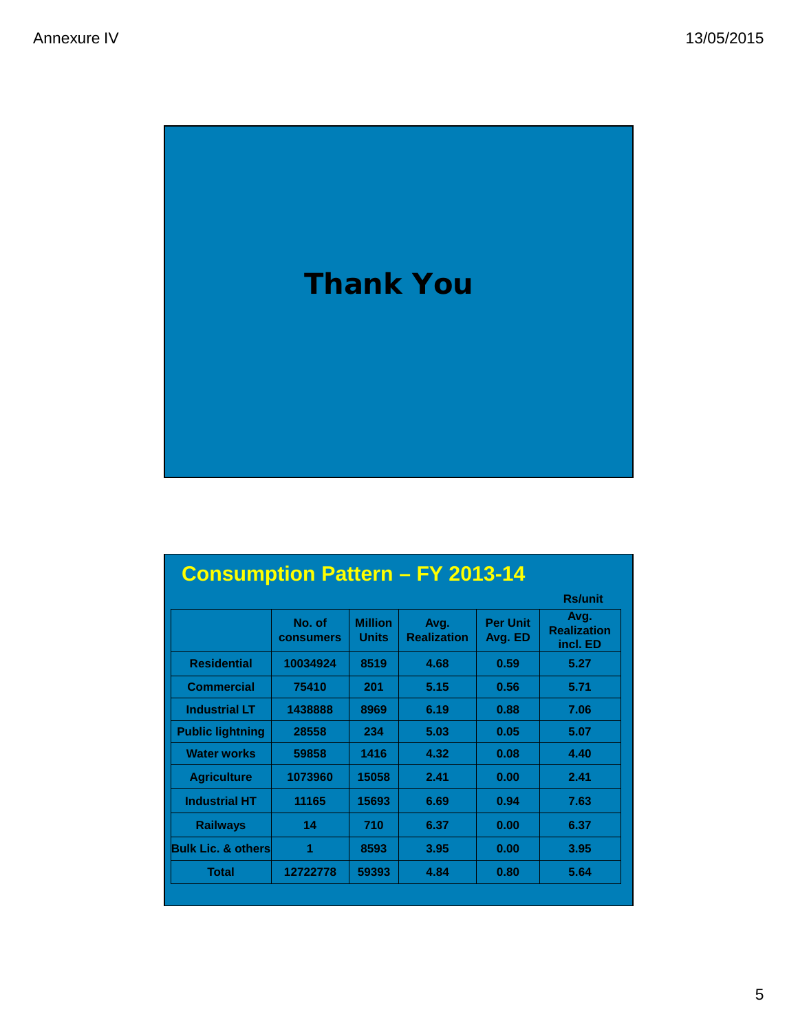Annexure IV

13/05/2015

# Thank You

## Consumption Pattern – FY 2013-14

Rs/unit

| | No. of consumers | Million Units | Avg. Realization | Per Unit Avg. ED | Avg. Realization incl. ED |
|---|---|---|---|---|---|
| Residential | 10034924 | 8519 | 4.68 | 0.59 | 5.27 |
| Commercial | 75410 | 201 | 5.15 | 0.56 | 5.71 |
| Industrial LT | 1438888 | 8969 | 6.19 | 0.88 | 7.06 |
| Public lightning | 28558 | 234 | 5.03 | 0.05 | 5.07 |
| Water works | 59858 | 1416 | 4.32 | 0.08 | 4.40 |
| Agriculture | 1073960 | 15058 | 2.41 | 0.00 | 2.41 |
| Industrial HT | 11165 | 15693 | 6.69 | 0.94 | 7.63 |
| Railways | 14 | 710 | 6.37 | 0.00 | 6.37 |
| Bulk Lic. & others | 1 | 8593 | 3.95 | 0.00 | 3.95 |
| Total | 12722778 | 59393 | 4.84 | 0.80 | 5.64 |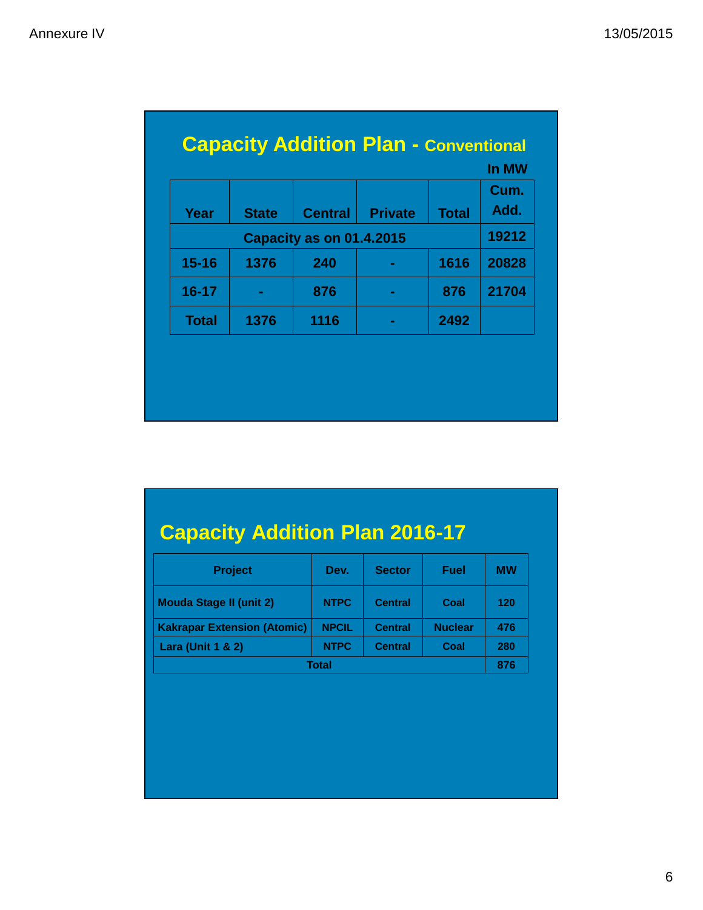## Capacity Addition Plan - Conventional

In MW

| Year | State | Central | Private | Total | Cum. Add. |
|---|---|---|---|---|---|
| Capacity as on 01.4.2015 | | | | | 19212 |
| 15-16 | 1376 | 240 | - | 1616 | 20828 |
| 16-17 | - | 876 | - | 876 | 21704 |
| Total | 1376 | 1116 | - | 2492 | |

## Capacity Addition Plan 2016-17

| Project | Dev. | Sector | Fuel | MW |
|---|---|---|---|---|
| Mouda Stage II (unit 2) | NTPC | Central | Coal | 120 |
| Kakrapar Extension (Atomic) | NPCIL | Central | Nuclear | 476 |
| Lara (Unit 1 & 2) | NTPC | Central | Coal | 280 |
| Total | | | | 876 |